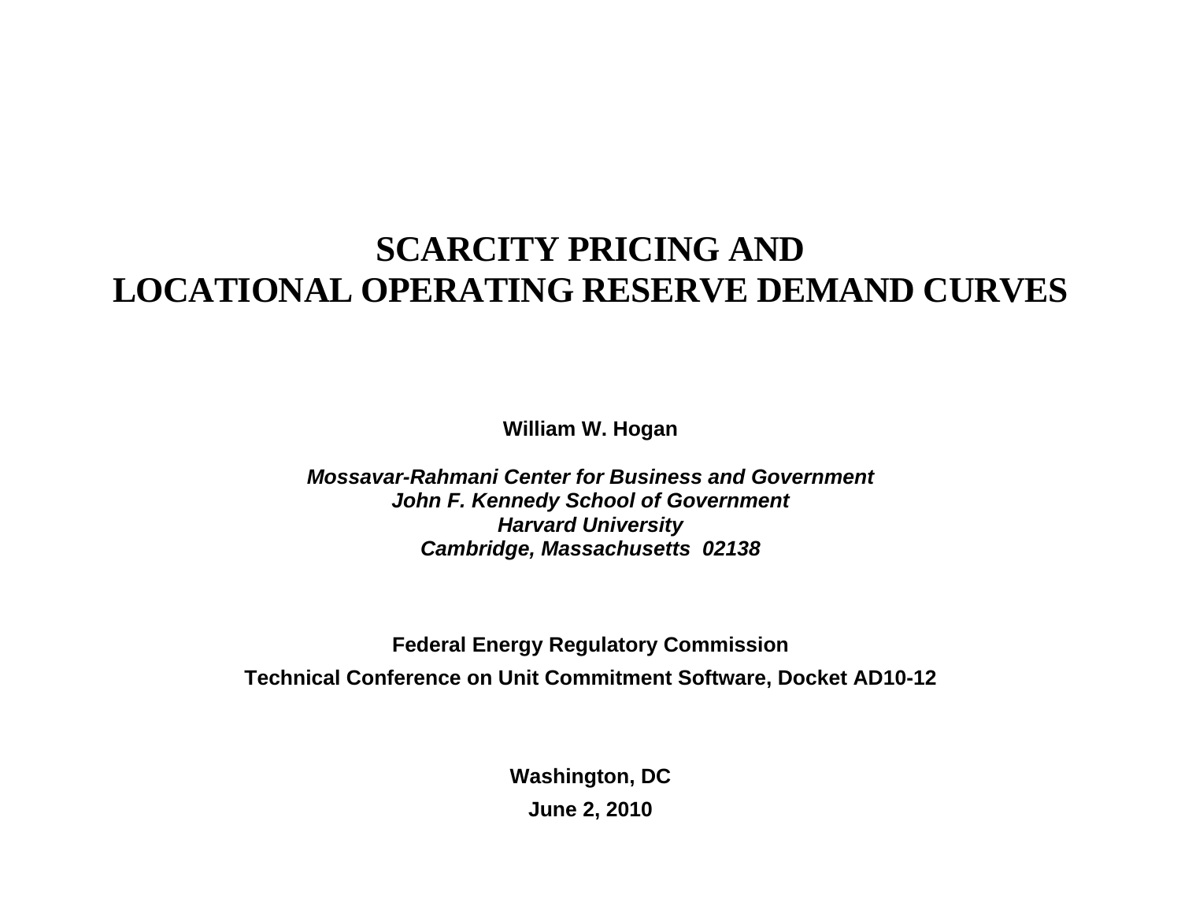# SCARCITY PRICING AND LOCATIONAL OPERATING RESERVE DEMAND CURVES

**William W. Hogan**

***Mossavar-Rahmani Center for Business and Government***
***John F. Kennedy School of Government***
***Harvard University***
***Cambridge, Massachusetts 02138***

**Federal Energy Regulatory Commission**

**Technical Conference on Unit Commitment Software, Docket AD10-12**

**Washington, DC**

**June 2, 2010**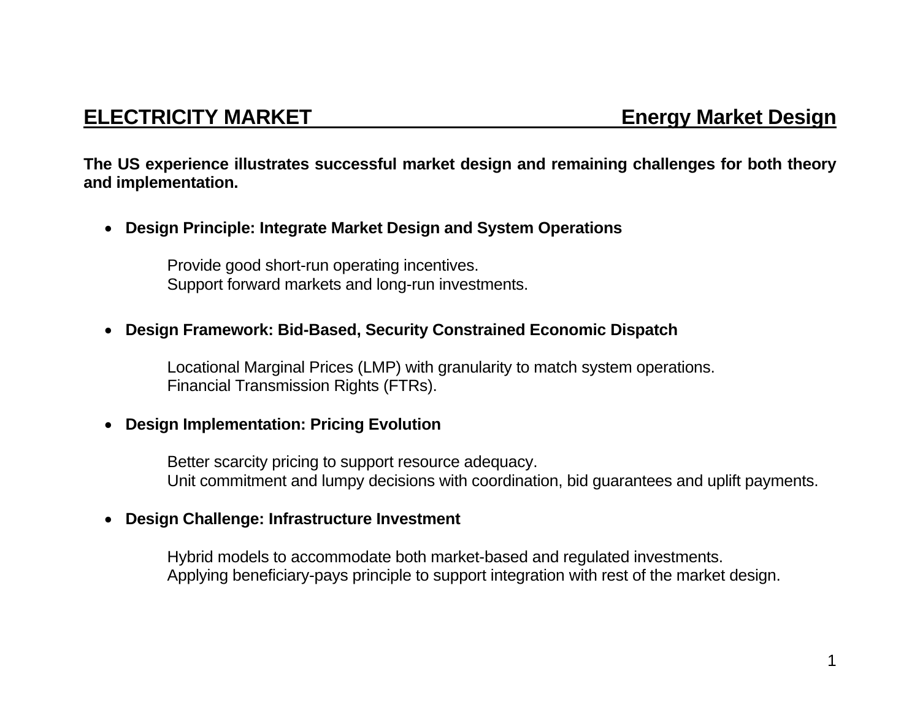## ELECTRICITY MARKET — Energy Market Design

**The US experience illustrates successful market design and remaining challenges for both theory and implementation.**

- **Design Principle: Integrate Market Design and System Operations**

  Provide good short-run operating incentives.
  Support forward markets and long-run investments.

- **Design Framework: Bid-Based, Security Constrained Economic Dispatch**

  Locational Marginal Prices (LMP) with granularity to match system operations.
  Financial Transmission Rights (FTRs).

- **Design Implementation: Pricing Evolution**

  Better scarcity pricing to support resource adequacy.
  Unit commitment and lumpy decisions with coordination, bid guarantees and uplift payments.

- **Design Challenge: Infrastructure Investment**

  Hybrid models to accommodate both market-based and regulated investments.
  Applying beneficiary-pays principle to support integration with rest of the market design.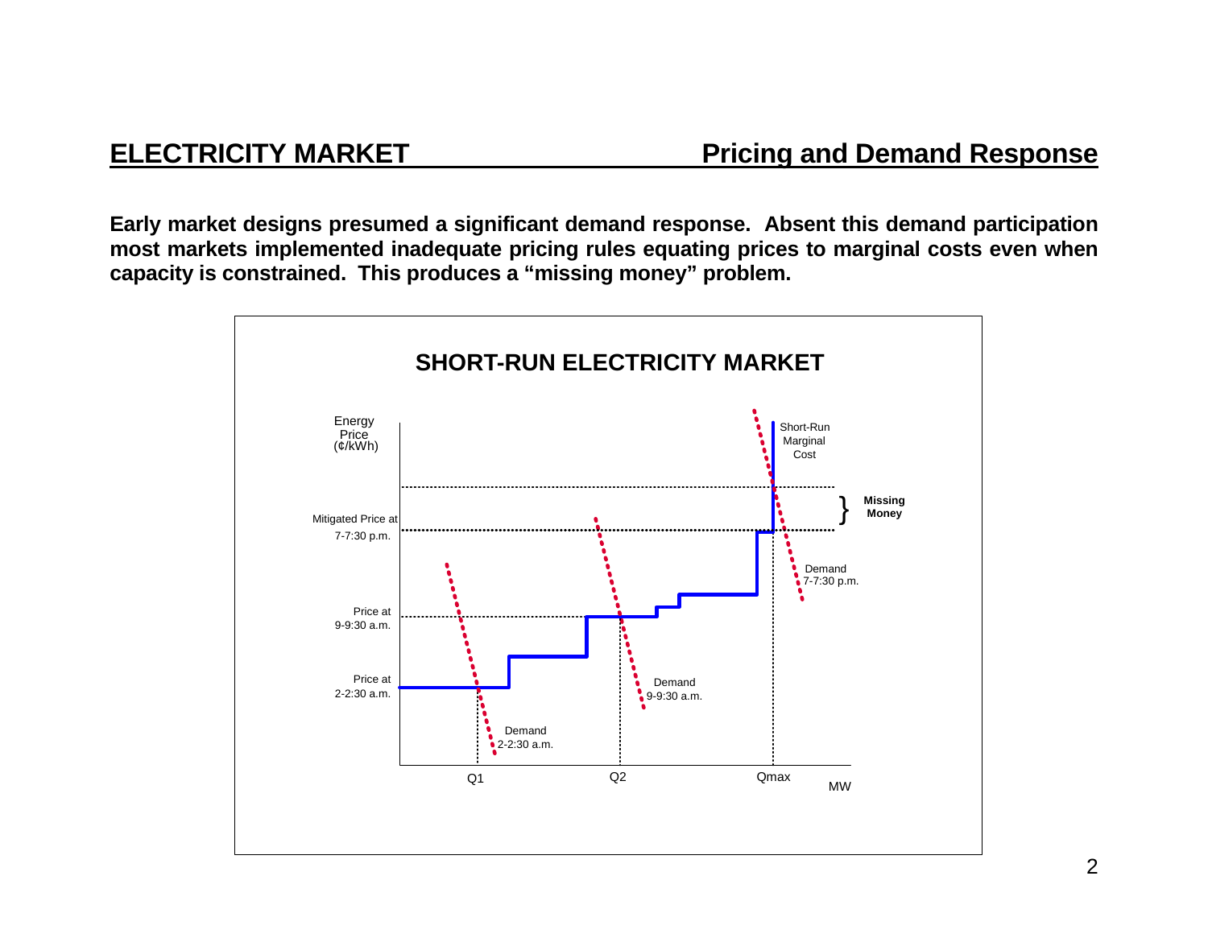## ELECTRICITY MARKET — Pricing and Demand Response

**Early market designs presumed a significant demand response. Absent this demand participation most markets implemented inadequate pricing rules equating prices to marginal costs even when capacity is constrained. This produces a "missing money" problem.**

**SHORT-RUN ELECTRICITY MARKET**

Energy Price (¢/kWh)

Short-Run Marginal Cost

Mitigated Price at 7-7:30 p.m.

Missing Money

Demand 7-7:30 p.m.

Price at 9-9:30 a.m.

Demand 9-9:30 a.m.

Price at 2-2:30 a.m.

Demand 2-2:30 a.m.

Q1 Q2 Qmax MW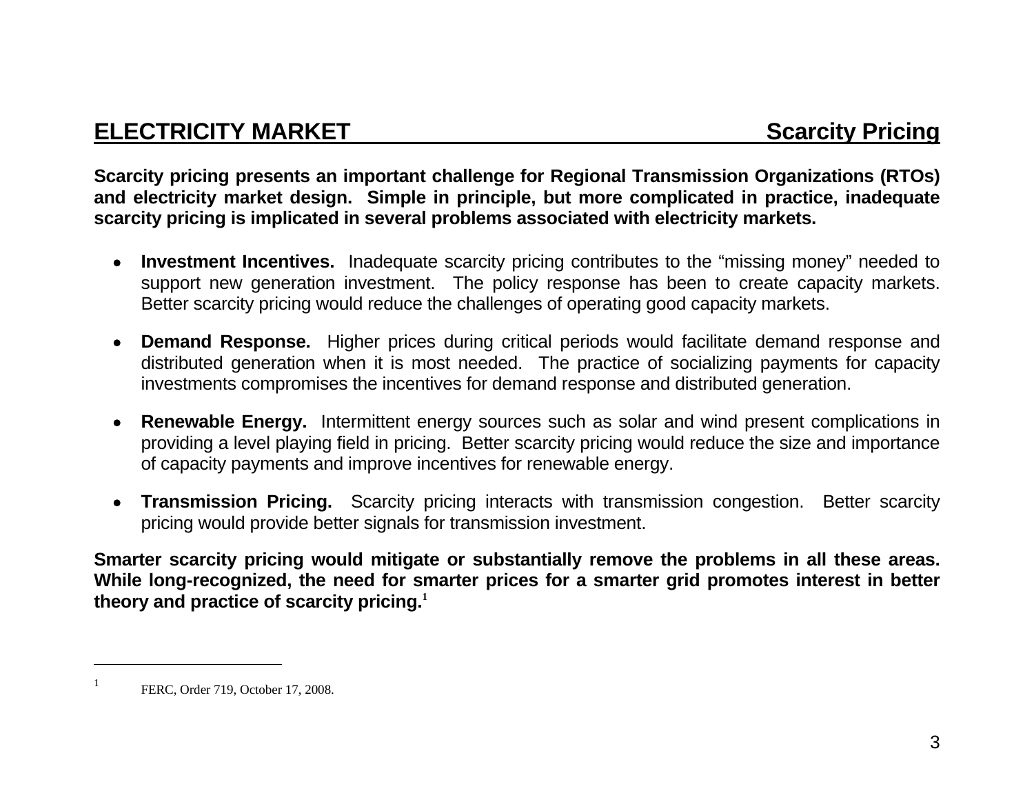## ELECTRICITY MARKET — Scarcity Pricing

**Scarcity pricing presents an important challenge for Regional Transmission Organizations (RTOs) and electricity market design. Simple in principle, but more complicated in practice, inadequate scarcity pricing is implicated in several problems associated with electricity markets.**

- **Investment Incentives.** Inadequate scarcity pricing contributes to the "missing money" needed to support new generation investment. The policy response has been to create capacity markets. Better scarcity pricing would reduce the challenges of operating good capacity markets.

- **Demand Response.** Higher prices during critical periods would facilitate demand response and distributed generation when it is most needed. The practice of socializing payments for capacity investments compromises the incentives for demand response and distributed generation.

- **Renewable Energy.** Intermittent energy sources such as solar and wind present complications in providing a level playing field in pricing. Better scarcity pricing would reduce the size and importance of capacity payments and improve incentives for renewable energy.

- **Transmission Pricing.** Scarcity pricing interacts with transmission congestion. Better scarcity pricing would provide better signals for transmission investment.

**Smarter scarcity pricing would mitigate or substantially remove the problems in all these areas. While long-recognized, the need for smarter prices for a smarter grid promotes interest in better theory and practice of scarcity pricing.[1]**

---

[1] FERC, Order 719, October 17, 2008.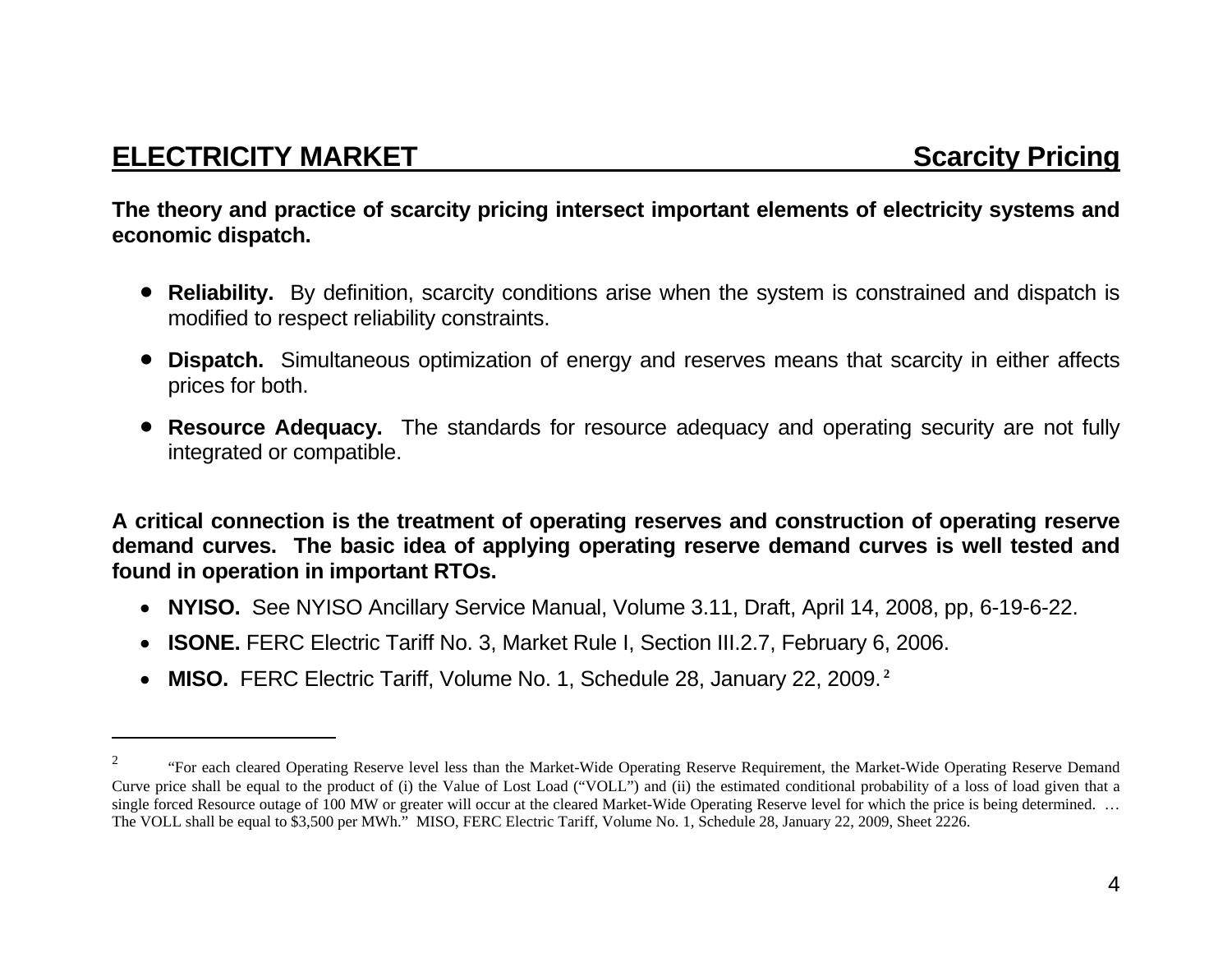## ELECTRICITY MARKET — Scarcity Pricing

**The theory and practice of scarcity pricing intersect important elements of electricity systems and economic dispatch.**

- **Reliability.** By definition, scarcity conditions arise when the system is constrained and dispatch is modified to respect reliability constraints.
- **Dispatch.** Simultaneous optimization of energy and reserves means that scarcity in either affects prices for both.
- **Resource Adequacy.** The standards for resource adequacy and operating security are not fully integrated or compatible.

**A critical connection is the treatment of operating reserves and construction of operating reserve demand curves. The basic idea of applying operating reserve demand curves is well tested and found in operation in important RTOs.**

- **NYISO.** See NYISO Ancillary Service Manual, Volume 3.11, Draft, April 14, 2008, pp, 6-19-6-22.
- **ISONE.** FERC Electric Tariff No. 3, Market Rule I, Section III.2.7, February 6, 2006.
- **MISO.** FERC Electric Tariff, Volume No. 1, Schedule 28, January 22, 2009.[2]

---

[2] "For each cleared Operating Reserve level less than the Market-Wide Operating Reserve Requirement, the Market-Wide Operating Reserve Demand Curve price shall be equal to the product of (i) the Value of Lost Load ("VOLL") and (ii) the estimated conditional probability of a loss of load given that a single forced Resource outage of 100 MW or greater will occur at the cleared Market-Wide Operating Reserve level for which the price is being determined. … The VOLL shall be equal to $3,500 per MWh." MISO, FERC Electric Tariff, Volume No. 1, Schedule 28, January 22, 2009, Sheet 2226.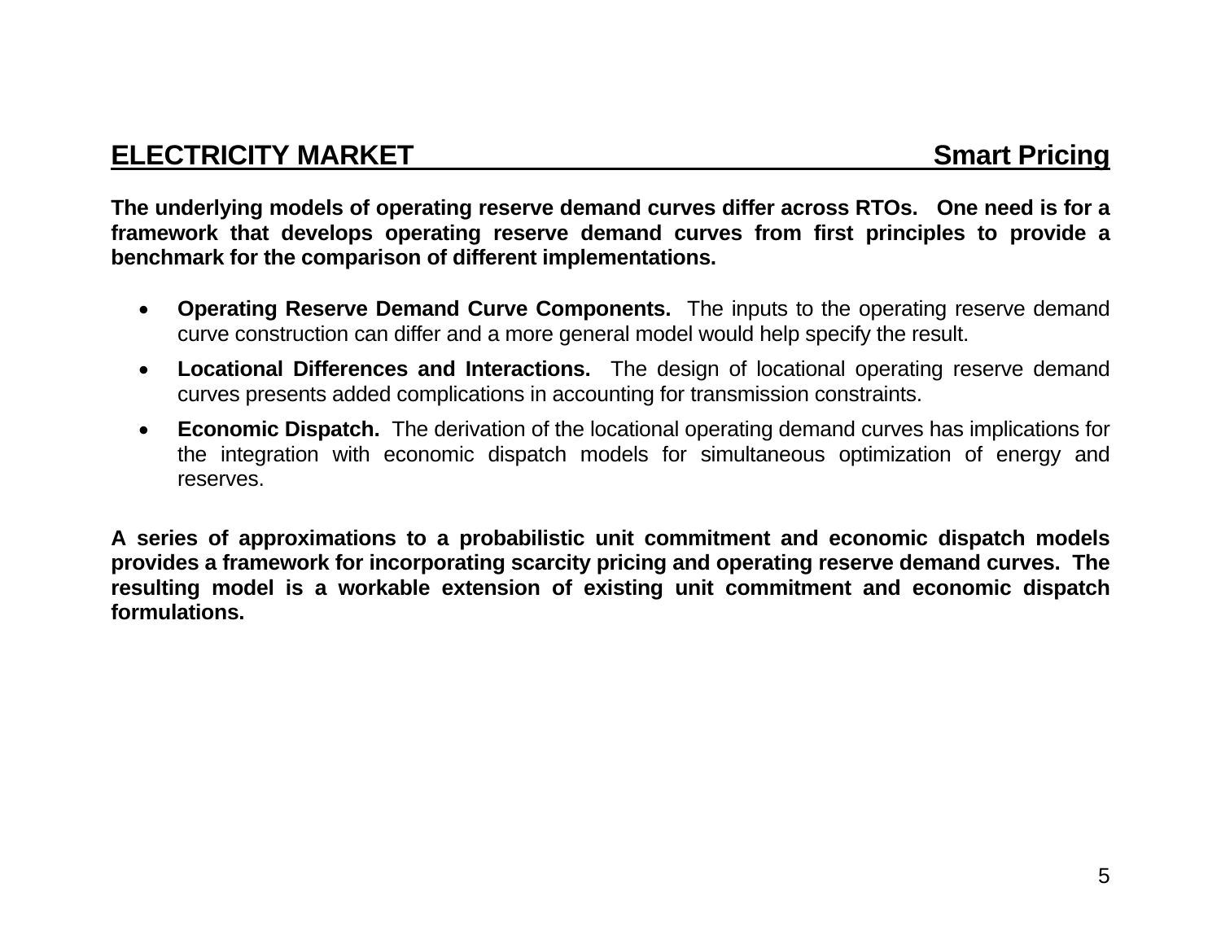## ELECTRICITY MARKET — Smart Pricing

**The underlying models of operating reserve demand curves differ across RTOs. One need is for a framework that develops operating reserve demand curves from first principles to provide a benchmark for the comparison of different implementations.**

- **Operating Reserve Demand Curve Components.** The inputs to the operating reserve demand curve construction can differ and a more general model would help specify the result.
- **Locational Differences and Interactions.** The design of locational operating reserve demand curves presents added complications in accounting for transmission constraints.
- **Economic Dispatch.** The derivation of the locational operating demand curves has implications for the integration with economic dispatch models for simultaneous optimization of energy and reserves.

**A series of approximations to a probabilistic unit commitment and economic dispatch models provides a framework for incorporating scarcity pricing and operating reserve demand curves. The resulting model is a workable extension of existing unit commitment and economic dispatch formulations.**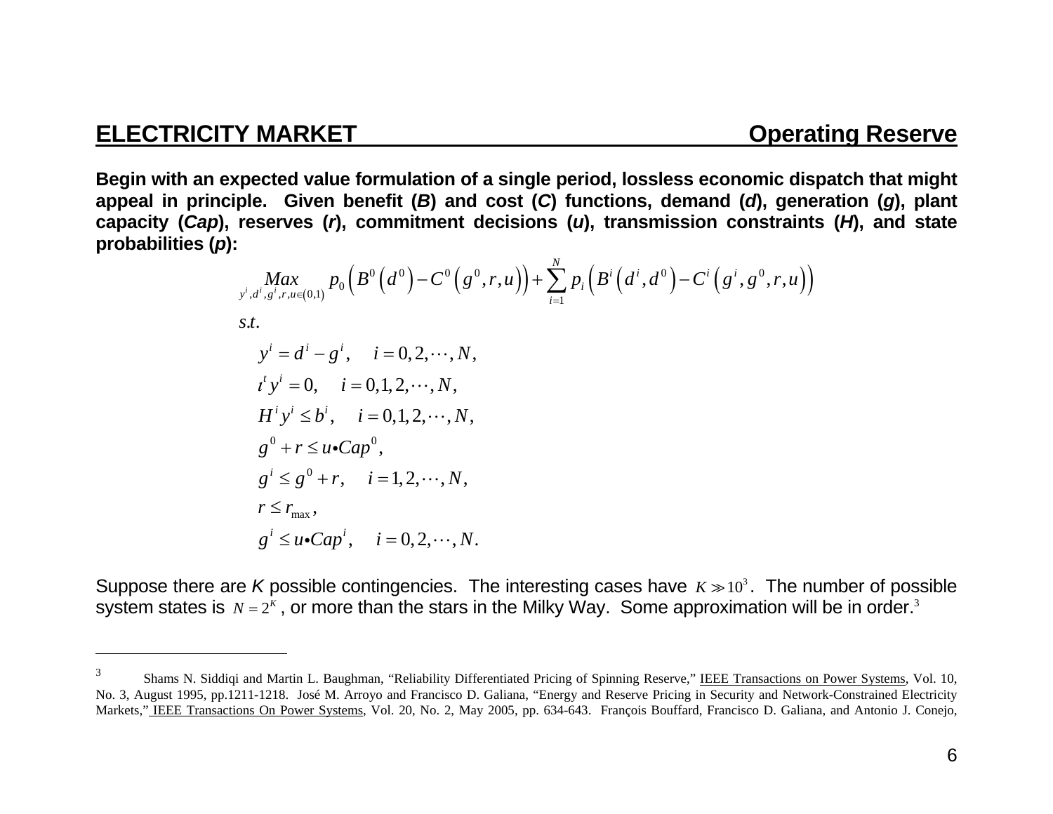## ELECTRICITY MARKET — Operating Reserve

**Begin with an expected value formulation of a single period, lossless economic dispatch that might appeal in principle. Given benefit (*B*) and cost (*C*) functions, demand (*d*), generation (*g*), plant capacity (*Cap*), reserves (*r*), commitment decisions (*u*), transmission constraints (*H*), and state probabilities (*p*):**

$$\underset{y^i, d^i, g^i, r, u \in (0,1)}{Max} \; p_0 \left( B^0\left(d^0\right) - C^0\left(g^0, r, u\right) \right) + \sum_{i=1}^{N} p_i \left( B^i\left(d^i, d^0\right) - C^i\left(g^i, g^0, r, u\right) \right)$$

$$
\begin{aligned}
s.t.& \\
& y^i = d^i - g^i, \quad i = 0, 2, \cdots, N, \\
& \iota^t y^i = 0, \quad i = 0, 1, 2, \cdots, N, \\
& H^i y^i \le b^i, \quad i = 0, 1, 2, \cdots, N, \\
& g^0 + r \le u \bullet Cap^0, \\
& g^i \le g^0 + r, \quad i = 1, 2, \cdots, N, \\
& r \le r_{\max}, \\
& g^i \le u \bullet Cap^i, \quad i = 0, 2, \cdots, N.
\end{aligned}
$$

Suppose there are *K* possible contingencies. The interesting cases have $K \gg 10^3$. The number of possible system states is $N = 2^K$, or more than the stars in the Milky Way. Some approximation will be in order.[3]

---

[3] Shams N. Siddiqi and Martin L. Baughman, "Reliability Differentiated Pricing of Spinning Reserve," IEEE Transactions on Power Systems, Vol. 10, No. 3, August 1995, pp.1211-1218. José M. Arroyo and Francisco D. Galiana, "Energy and Reserve Pricing in Security and Network-Constrained Electricity Markets," IEEE Transactions On Power Systems, Vol. 20, No. 2, May 2005, pp. 634-643. François Bouffard, Francisco D. Galiana, and Antonio J. Conejo,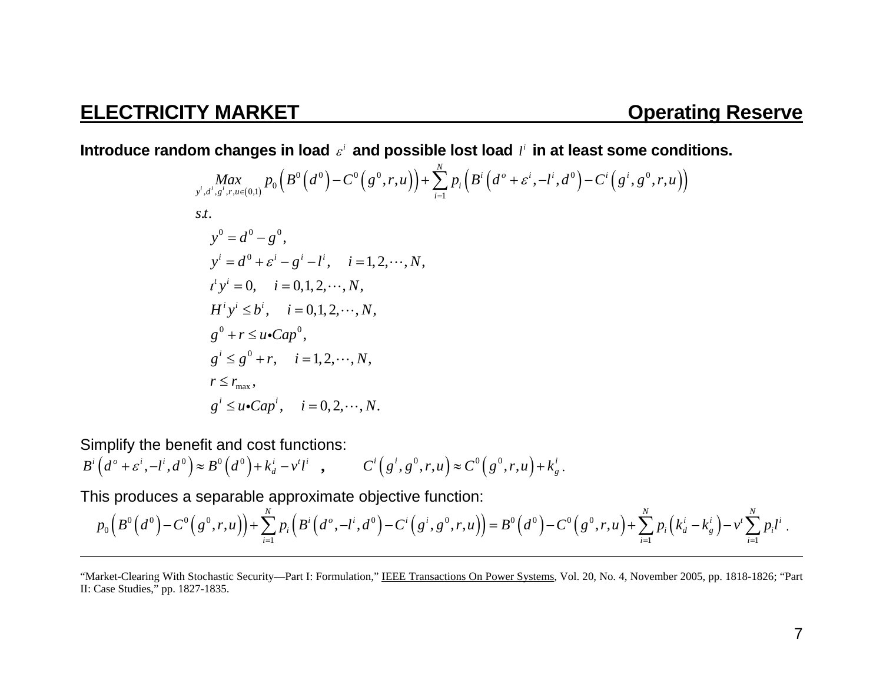## ELECTRICITY MARKET — Operating Reserve

**Introduce random changes in load $\varepsilon^i$ and possible lost load $l^i$ in at least some conditions.**

$$
\begin{aligned}
&\underset{y^i, d^i, g^i, r, u \in (0,1)}{Max} \; p_0 \left( B^0\left(d^0\right) - C^0\left(g^0, r, u\right) \right) + \sum_{i=1}^{N} p_i \left( B^i\left(d^o + \varepsilon^i, -l^i, d^0\right) - C^i\left(g^i, g^0, r, u\right) \right) \\
&s.t. \\
&\quad y^0 = d^0 - g^0, \\
&\quad y^i = d^0 + \varepsilon^i - g^i - l^i, \quad i = 1, 2, \cdots, N, \\
&\quad \iota^t y^i = 0, \quad i = 0, 1, 2, \cdots, N, \\
&\quad H^i y^i \le b^i, \quad i = 0, 1, 2, \cdots, N, \\
&\quad g^0 + r \le u \bullet Cap^0, \\
&\quad g^i \le g^0 + r, \quad i = 1, 2, \cdots, N, \\
&\quad r \le r_{\max}, \\
&\quad g^i \le u \bullet Cap^i, \quad i = 0, 2, \cdots, N.
\end{aligned}
$$

Simplify the benefit and cost functions:

$$
B^i\left(d^o + \varepsilon^i, -l^i, d^0\right) \approx B^0\left(d^0\right) + k_d^i - v^t l^i \quad , \qquad C^i\left(g^i, g^0, r, u\right) \approx C^0\left(g^0, r, u\right) + k_g^i .
$$

This produces a separable approximate objective function:

$$
p_0 \left( B^0\left(d^0\right) - C^0\left(g^0, r, u\right) \right) + \sum_{i=1}^{N} p_i \left( B^i\left(d^o, -l^i, d^0\right) - C^i\left(g^i, g^0, r, u\right) \right) = B^0\left(d^0\right) - C^0\left(g^0, r, u\right) + \sum_{i=1}^{N} p_i \left( k_d^i - k_g^i \right) - v^t \sum_{i=1}^{N} p_i l^i .
$$

---

"Market-Clearing With Stochastic Security—Part I: Formulation," IEEE Transactions On Power Systems, Vol. 20, No. 4, November 2005, pp. 1818-1826; "Part II: Case Studies," pp. 1827-1835.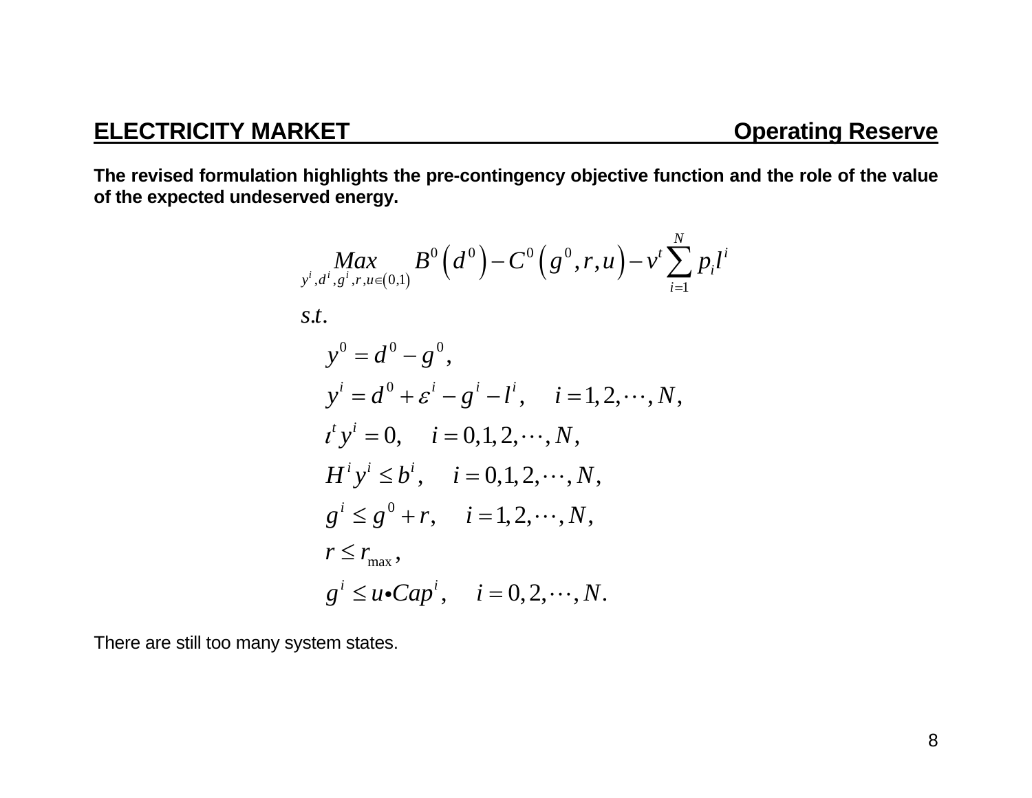## ELECTRICITY MARKET — Operating Reserve

**The revised formulation highlights the pre-contingency objective function and the role of the value of the expected undeserved energy.**

$$
\underset{y^i, d^i, g^i, r, u \in (0,1)}{Max} \; B^0\left(d^0\right) - C^0\left(g^0, r, u\right) - v^t \sum_{i=1}^{N} p_i l^i
$$

$$
\begin{aligned}
& s.t. \\
& \quad y^0 = d^0 - g^0, \\
& \quad y^i = d^0 + \varepsilon^i - g^i - l^i, \quad i = 1, 2, \cdots, N, \\
& \quad \iota^t y^i = 0, \quad i = 0, 1, 2, \cdots, N, \\
& \quad H^i y^i \leq b^i, \quad i = 0, 1, 2, \cdots, N, \\
& \quad g^i \leq g^0 + r, \quad i = 1, 2, \cdots, N, \\
& \quad r \leq r_{\max}, \\
& \quad g^i \leq u \bullet Cap^i, \quad i = 0, 2, \cdots, N.
\end{aligned}
$$

There are still too many system states.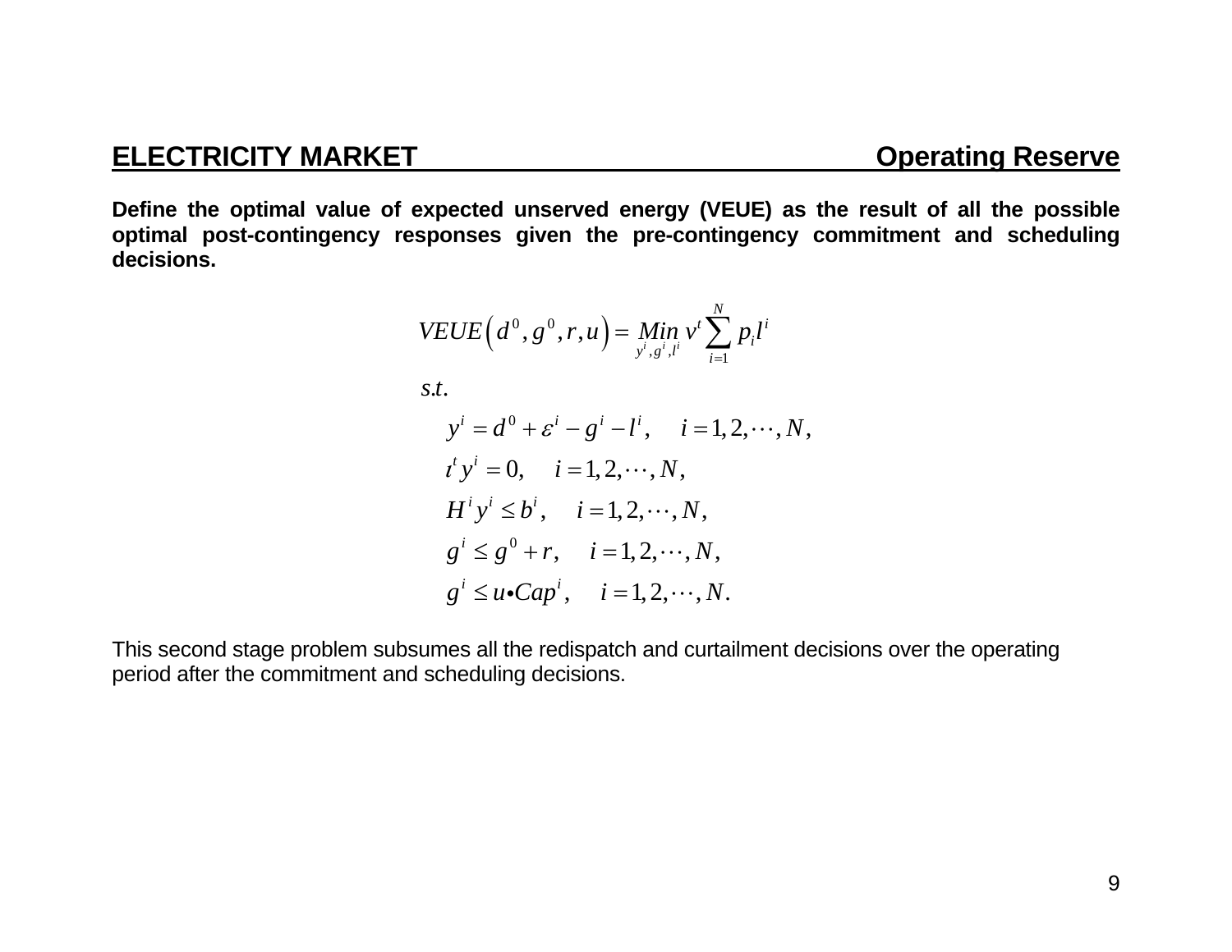## ELECTRICITY MARKET — Operating Reserve

**Define the optimal value of expected unserved energy (VEUE) as the result of all the possible optimal post-contingency responses given the pre-contingency commitment and scheduling decisions.**

$$
\begin{aligned}
VEUE\left(d^0, g^0, r, u\right) = \ & \underset{y^i, g^i, l^i}{Min}\ v^t \sum_{i=1}^{N} p_i l^i \\
s.t.\quad & \\
& y^i = d^0 + \varepsilon^i - g^i - l^i, \quad i = 1, 2, \cdots, N, \\
& \iota^t y^i = 0, \quad i = 1, 2, \cdots, N, \\
& H^i y^i \le b^i, \quad i = 1, 2, \cdots, N, \\
& g^i \le g^0 + r, \quad i = 1, 2, \cdots, N, \\
& g^i \le u \bullet Cap^i, \quad i = 1, 2, \cdots, N.
\end{aligned}
$$

This second stage problem subsumes all the redispatch and curtailment decisions over the operating period after the commitment and scheduling decisions.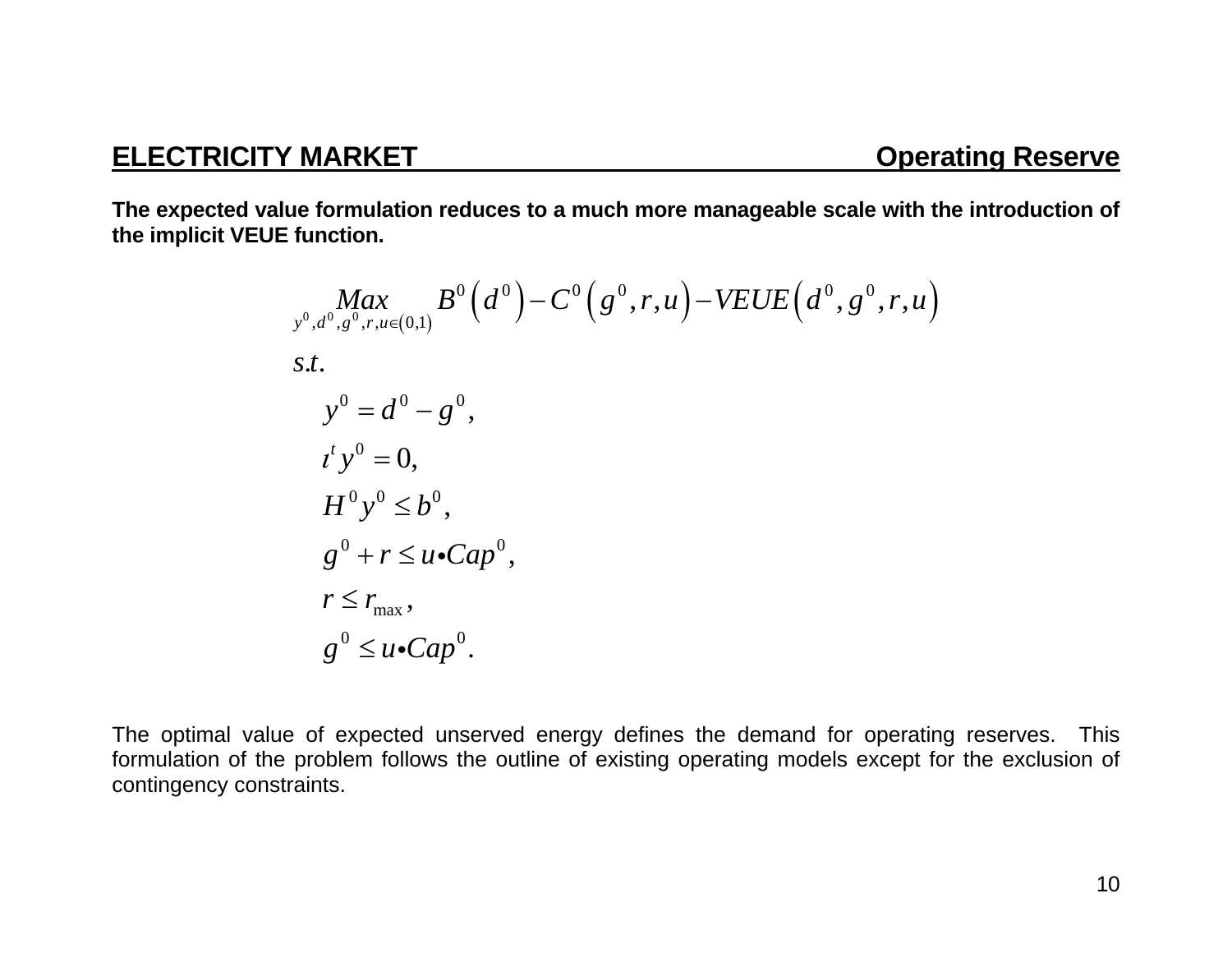## ELECTRICITY MARKET — Operating Reserve

**The expected value formulation reduces to a much more manageable scale with the introduction of the implicit VEUE function.**

$$
\begin{aligned}
& \underset{y^0, d^0, g^0, r, u \in (0,1)}{Max} \; B^0\left(d^0\right) - C^0\left(g^0, r, u\right) - VEUE\left(d^0, g^0, r, u\right) \\
& s.t. \\
& \quad y^0 = d^0 - g^0, \\
& \quad \iota^t y^0 = 0, \\
& \quad H^0 y^0 \le b^0, \\
& \quad g^0 + r \le u \bullet Cap^0, \\
& \quad r \le r_{\max}, \\
& \quad g^0 \le u \bullet Cap^0.
\end{aligned}
$$

The optimal value of expected unserved energy defines the demand for operating reserves. This formulation of the problem follows the outline of existing operating models except for the exclusion of contingency constraints.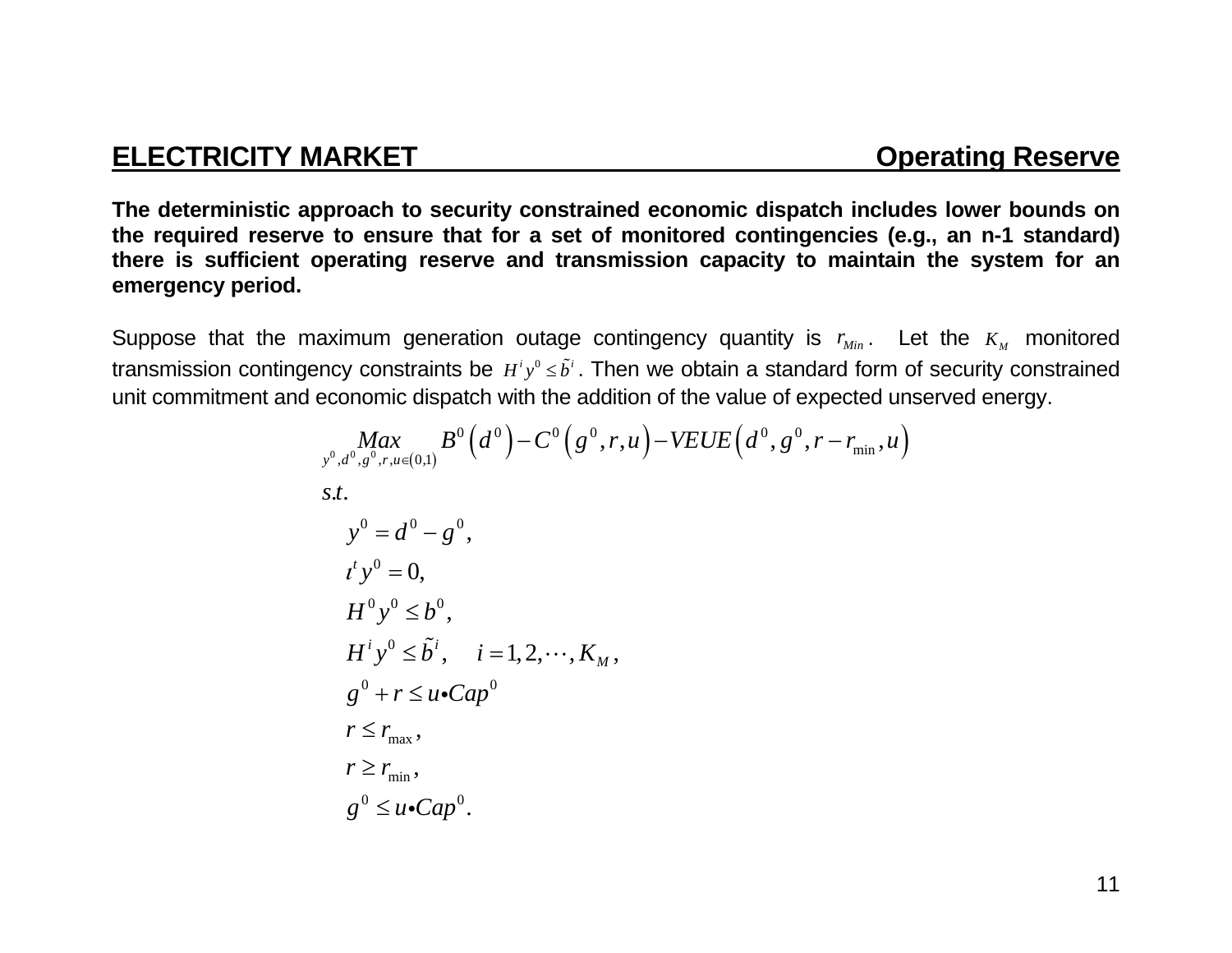## ELECTRICITY MARKET — Operating Reserve

**The deterministic approach to security constrained economic dispatch includes lower bounds on the required reserve to ensure that for a set of monitored contingencies (e.g., an n-1 standard) there is sufficient operating reserve and transmission capacity to maintain the system for an emergency period.**

Suppose that the maximum generation outage contingency quantity is $r_{Min}$. Let the $K_M$ monitored transmission contingency constraints be $H^i y^0 \le \tilde{b}^i$. Then we obtain a standard form of security constrained unit commitment and economic dispatch with the addition of the value of expected unserved energy.

$$
\begin{aligned}
&\underset{y^0, d^0, g^0, r, u \in (0,1)}{Max} \quad B^0\left(d^0\right) - C^0\left(g^0, r, u\right) - VEUE\left(d^0, g^0, r - r_{\min}, u\right) \\
&s.t. \\
&\quad y^0 = d^0 - g^0, \\
&\quad \iota^t y^0 = 0, \\
&\quad H^0 y^0 \le b^0, \\
&\quad H^i y^0 \le \tilde{b}^i, \quad i = 1, 2, \cdots, K_M, \\
&\quad g^0 + r \le u \bullet Cap^0 \\
&\quad r \le r_{\max}, \\
&\quad r \ge r_{\min}, \\
&\quad g^0 \le u \bullet Cap^0.
\end{aligned}
$$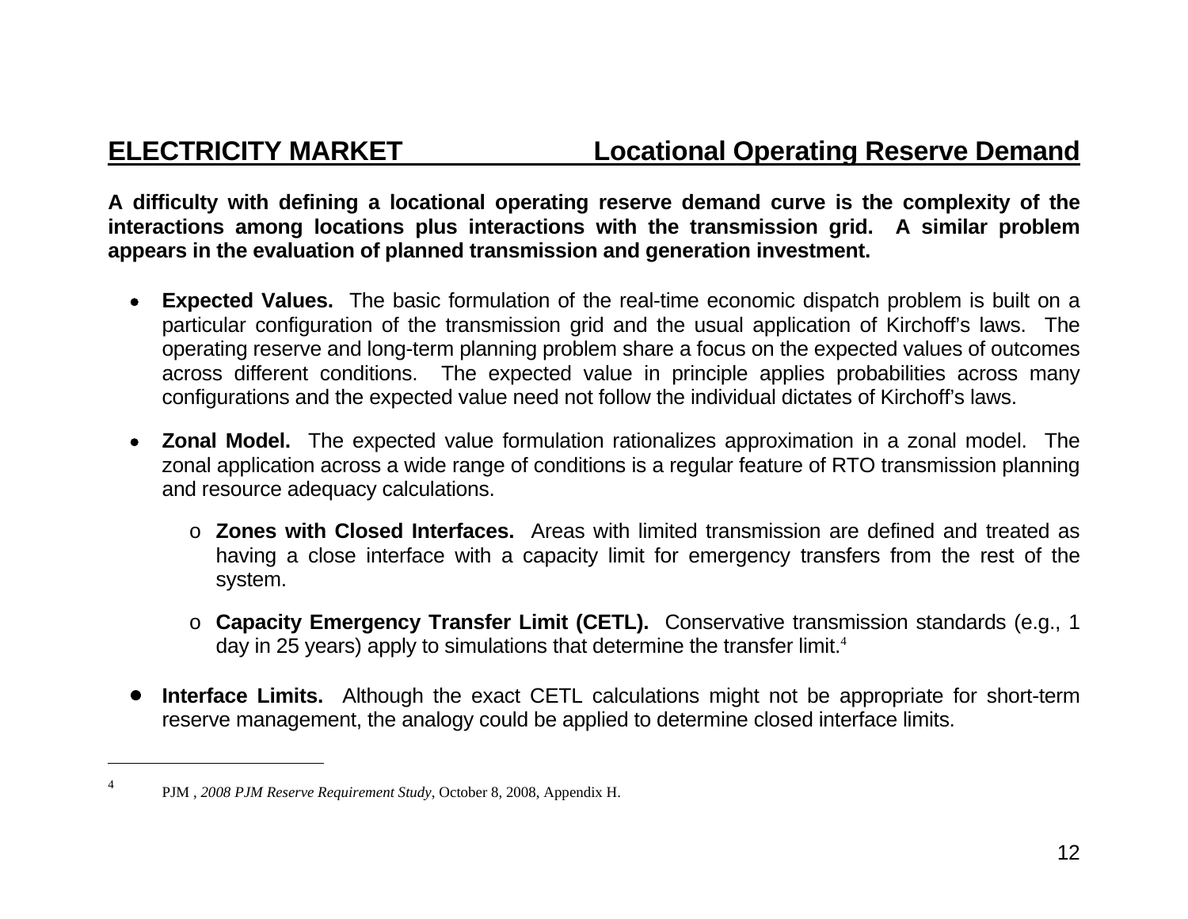## ELECTRICITY MARKET — Locational Operating Reserve Demand

**A difficulty with defining a locational operating reserve demand curve is the complexity of the interactions among locations plus interactions with the transmission grid. A similar problem appears in the evaluation of planned transmission and generation investment.**

- **Expected Values.** The basic formulation of the real-time economic dispatch problem is built on a particular configuration of the transmission grid and the usual application of Kirchoff's laws. The operating reserve and long-term planning problem share a focus on the expected values of outcomes across different conditions. The expected value in principle applies probabilities across many configurations and the expected value need not follow the individual dictates of Kirchoff's laws.

- **Zonal Model.** The expected value formulation rationalizes approximation in a zonal model. The zonal application across a wide range of conditions is a regular feature of RTO transmission planning and resource adequacy calculations.

  - **Zones with Closed Interfaces.** Areas with limited transmission are defined and treated as having a close interface with a capacity limit for emergency transfers from the rest of the system.

  - **Capacity Emergency Transfer Limit (CETL).** Conservative transmission standards (e.g., 1 day in 25 years) apply to simulations that determine the transfer limit.[4]

- **Interface Limits.** Although the exact CETL calculations might not be appropriate for short-term reserve management, the analogy could be applied to determine closed interface limits.

---

[4] PJM , *2008 PJM Reserve Requirement Study*, October 8, 2008, Appendix H.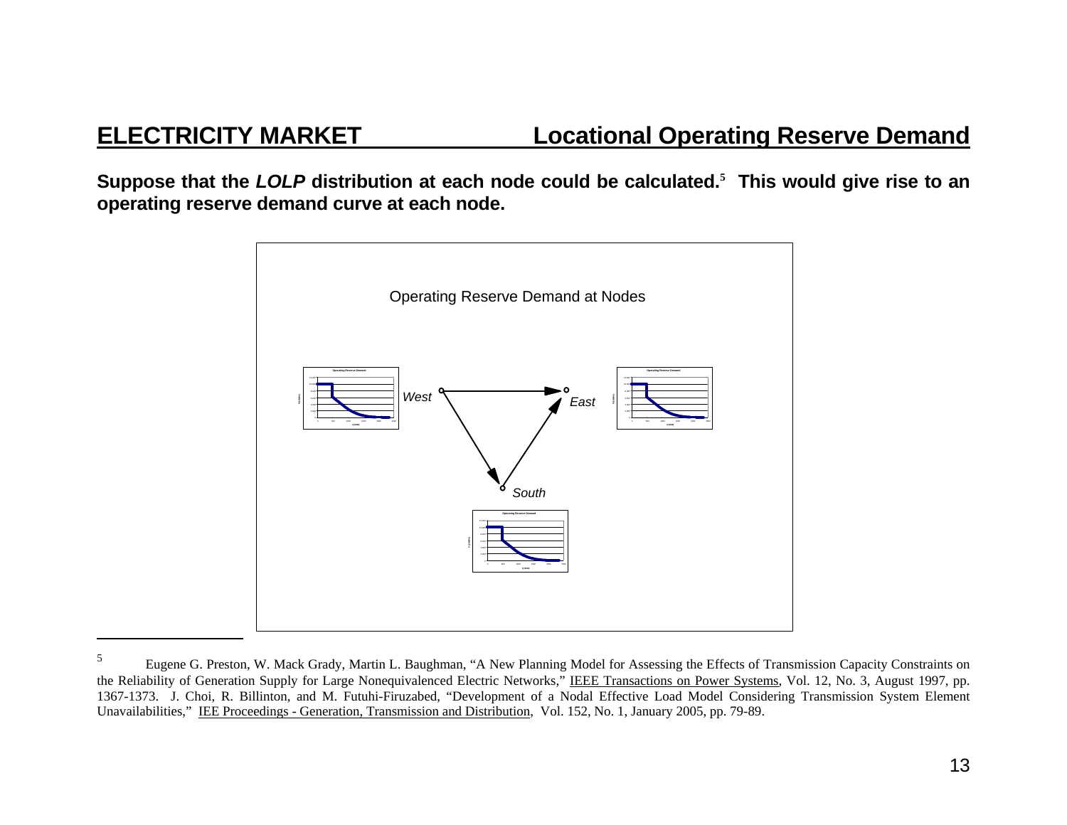## ELECTRICITY MARKET — Locational Operating Reserve Demand

**Suppose that the *LOLP* distribution at each node could be calculated.[5] This would give rise to an operating reserve demand curve at each node.**

Operating Reserve Demand at Nodes

West — East — South

---

[5] Eugene G. Preston, W. Mack Grady, Martin L. Baughman, "A New Planning Model for Assessing the Effects of Transmission Capacity Constraints on the Reliability of Generation Supply for Large Nonequivalenced Electric Networks," IEEE Transactions on Power Systems, Vol. 12, No. 3, August 1997, pp. 1367-1373. J. Choi, R. Billinton, and M. Futuhi-Firuzabed, "Development of a Nodal Effective Load Model Considering Transmission System Element Unavailabilities," IEE Proceedings - Generation, Transmission and Distribution, Vol. 152, No. 1, January 2005, pp. 79-89.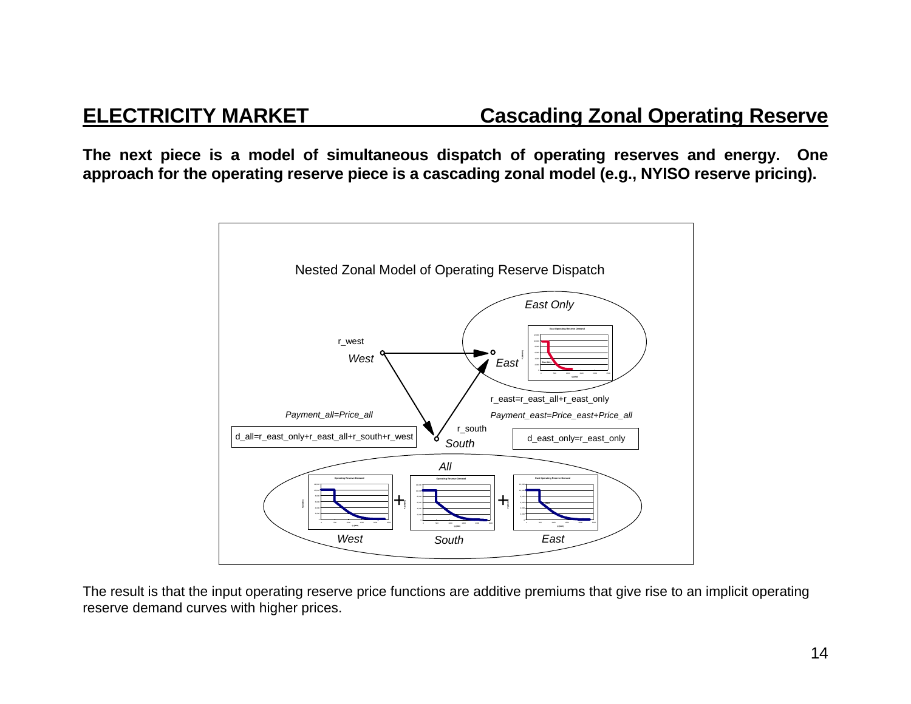## ELECTRICITY MARKET — Cascading Zonal Operating Reserve

**The next piece is a model of simultaneous dispatch of operating reserves and energy. One approach for the operating reserve piece is a cascading zonal model (e.g., NYISO reserve pricing).**

Nested Zonal Model of Operating Reserve Dispatch

*East Only*

r_west

*West*

*East*

r_east=r_east_all+r_east_only

*Payment_all=Price_all*

*Payment_east=Price_east+Price_all*

d_all=r_east_only+r_east_all+r_south+r_west

r_south

*South*

d_east_only=r_east_only

*All*

*West* + *South* + *East*

The result is that the input operating reserve price functions are additive premiums that give rise to an implicit operating reserve demand curves with higher prices.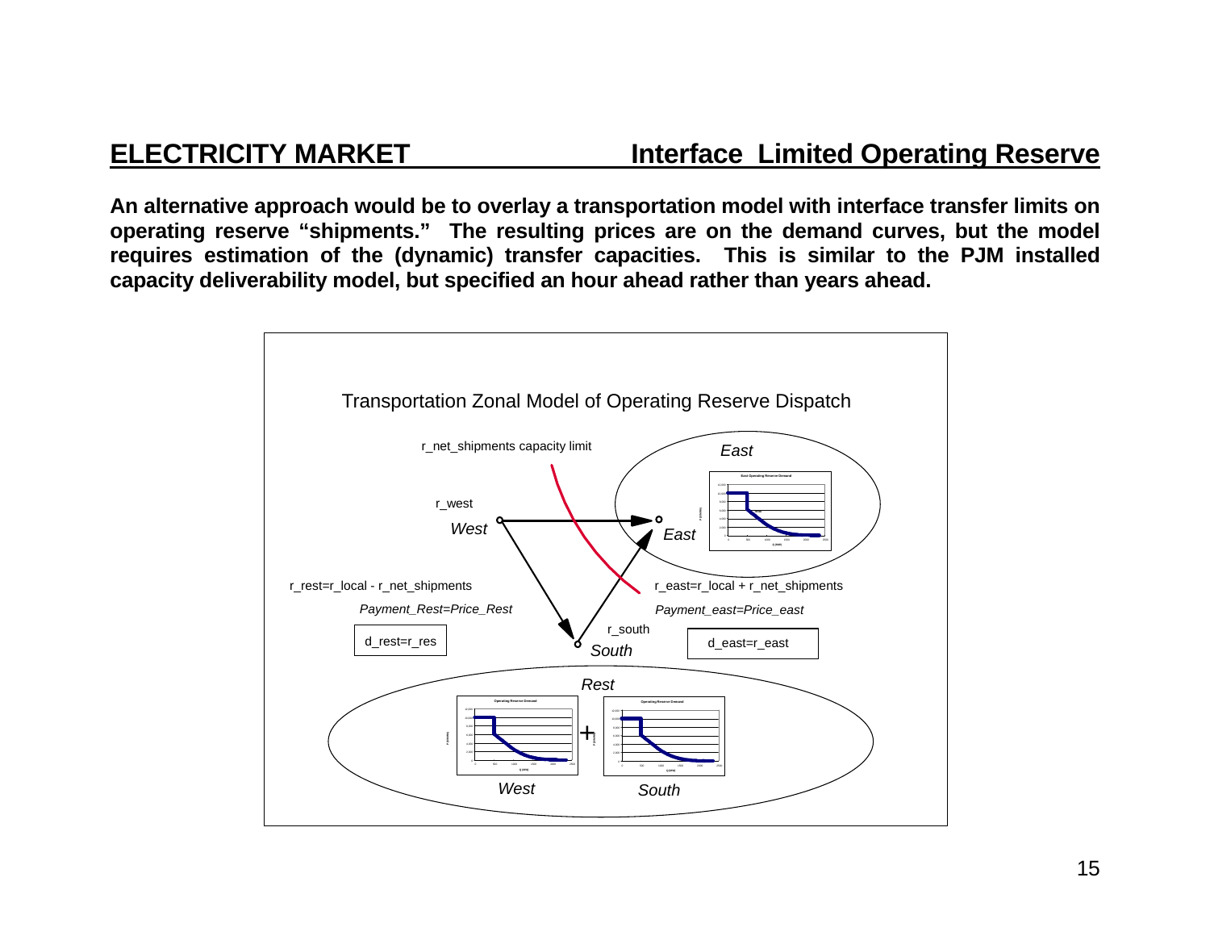## ELECTRICITY MARKET — Interface Limited Operating Reserve

**An alternative approach would be to overlay a transportation model with interface transfer limits on operating reserve "shipments." The resulting prices are on the demand curves, but the model requires estimation of the (dynamic) transfer capacities. This is similar to the PJM installed capacity deliverability model, but specified an hour ahead rather than years ahead.**

Transportation Zonal Model of Operating Reserve Dispatch

r_net_shipments capacity limit

*East*

r_west

*West*

*East*

r_rest=r_local - r_net_shipments

r_east=r_local + r_net_shipments

*Payment_Rest=Price_Rest*

*Payment_east=Price_east*

r_south

d_rest=r_res

*South*

d_east=r_east

*Rest*

*West*

*South*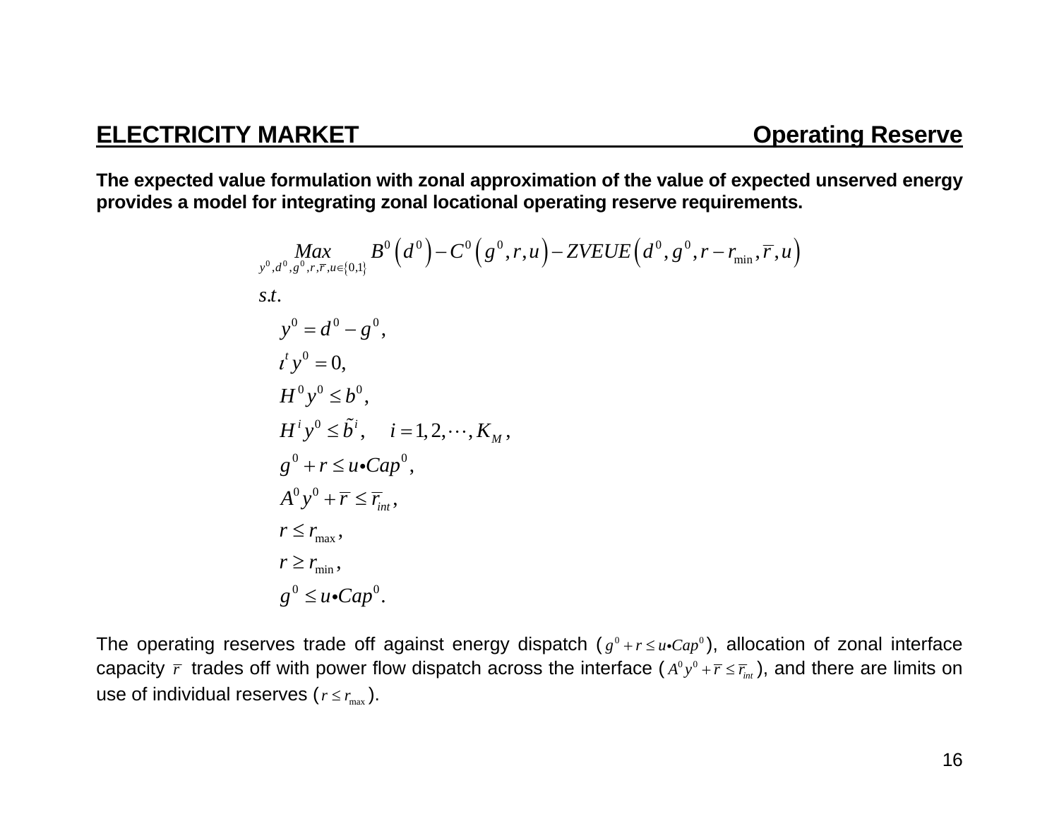## ELECTRICITY MARKET — Operating Reserve

**The expected value formulation with zonal approximation of the value of expected unserved energy provides a model for integrating zonal locational operating reserve requirements.**

$$
\begin{aligned}
&\underset{y^0,d^0,g^0,r,\bar{r},u\in\{0,1\}}{Max} \quad B^0\left(d^0\right) - C^0\left(g^0,r,u\right) - ZVEUE\left(d^0,g^0,r-r_{\min},\bar{r},u\right) \\
&s.t. \\
&\quad y^0 = d^0 - g^0, \\
&\quad \iota^t y^0 = 0, \\
&\quad H^0 y^0 \le b^0, \\
&\quad H^i y^0 \le \tilde{b}^i, \quad i = 1,2,\cdots,K_M, \\
&\quad g^0 + r \le u \bullet Cap^0, \\
&\quad A^0 y^0 + \bar{r} \le \bar{r}_{int}, \\
&\quad r \le r_{\max}, \\
&\quad r \ge r_{\min}, \\
&\quad g^0 \le u \bullet Cap^0.
\end{aligned}
$$

The operating reserves trade off against energy dispatch ($g^0 + r \le u \bullet Cap^0$), allocation of zonal interface capacity $\bar{r}$ trades off with power flow dispatch across the interface ($A^0 y^0 + \bar{r} \le \bar{r}_{int}$), and there are limits on use of individual reserves ($r \le r_{\max}$).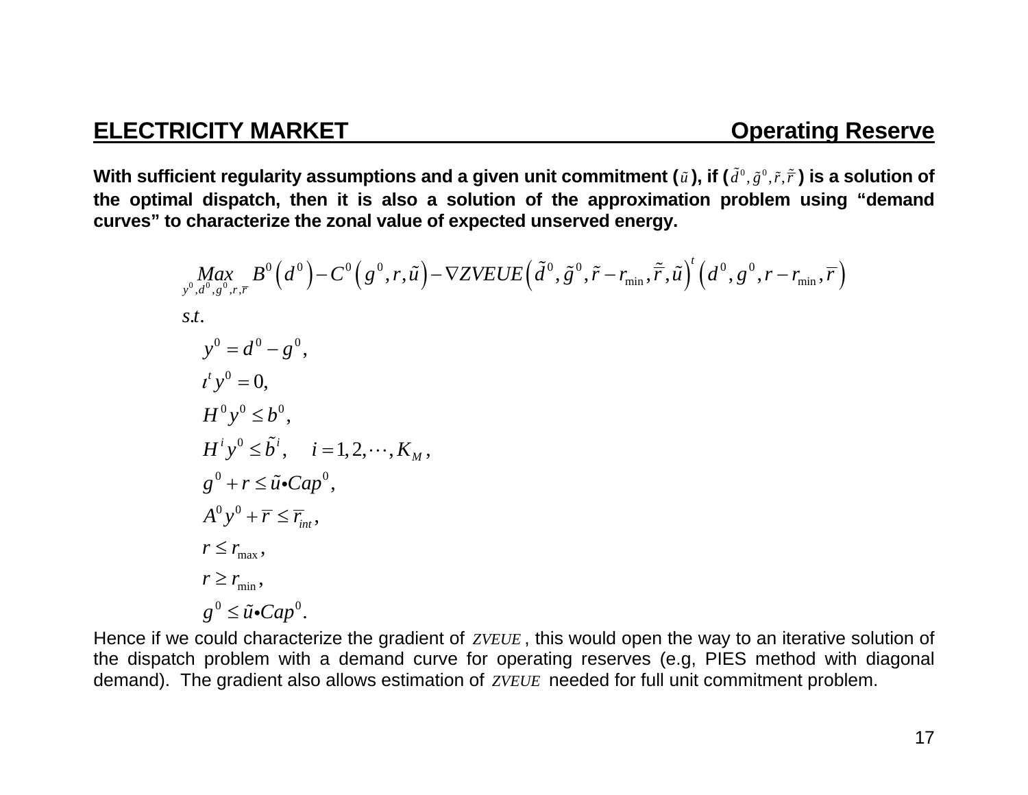## ELECTRICITY MARKET — Operating Reserve

**With sufficient regularity assumptions and a given unit commitment ($\tilde{u}$), if ($\tilde{d}^0, \tilde{g}^0, \tilde{r}, \tilde{\bar{r}}$) is a solution of the optimal dispatch, then it is also a solution of the approximation problem using "demand curves" to characterize the zonal value of expected unserved energy.**

$$
\begin{aligned}
&\underset{y^0, d^0, g^0, r, \bar{r}}{Max} \; B^0\left(d^0\right) - C^0\left(g^0, r, \tilde{u}\right) - \nabla ZVEUE\left(\tilde{d}^0, \tilde{g}^0, \tilde{r} - r_{\min}, \tilde{\bar{r}}, \tilde{u}\right)^t \left(d^0, g^0, r - r_{\min}, \bar{r}\right) \\
&s.t. \\
&\quad y^0 = d^0 - g^0, \\
&\quad \iota^t y^0 = 0, \\
&\quad H^0 y^0 \le b^0, \\
&\quad H^i y^0 \le \tilde{b}^i, \quad i = 1, 2, \cdots, K_M, \\
&\quad g^0 + r \le \tilde{u} \bullet Cap^0, \\
&\quad A^0 y^0 + \bar{r} \le \bar{r}_{int}, \\
&\quad r \le r_{\max}, \\
&\quad r \ge r_{\min}, \\
&\quad g^0 \le \tilde{u} \bullet Cap^0.
\end{aligned}
$$

Hence if we could characterize the gradient of $ZVEUE$, this would open the way to an iterative solution of the dispatch problem with a demand curve for operating reserves (e.g, PIES method with diagonal demand). The gradient also allows estimation of $ZVEUE$ needed for full unit commitment problem.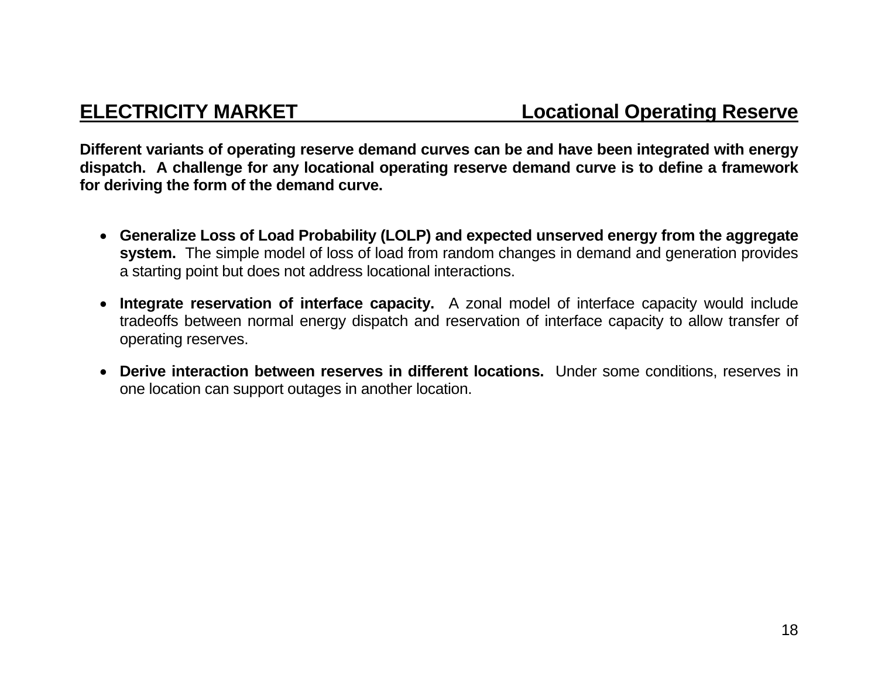## ELECTRICITY MARKET — Locational Operating Reserve

**Different variants of operating reserve demand curves can be and have been integrated with energy dispatch. A challenge for any locational operating reserve demand curve is to define a framework for deriving the form of the demand curve.**

- **Generalize Loss of Load Probability (LOLP) and expected unserved energy from the aggregate system.** The simple model of loss of load from random changes in demand and generation provides a starting point but does not address locational interactions.

- **Integrate reservation of interface capacity.** A zonal model of interface capacity would include tradeoffs between normal energy dispatch and reservation of interface capacity to allow transfer of operating reserves.

- **Derive interaction between reserves in different locations.** Under some conditions, reserves in one location can support outages in another location.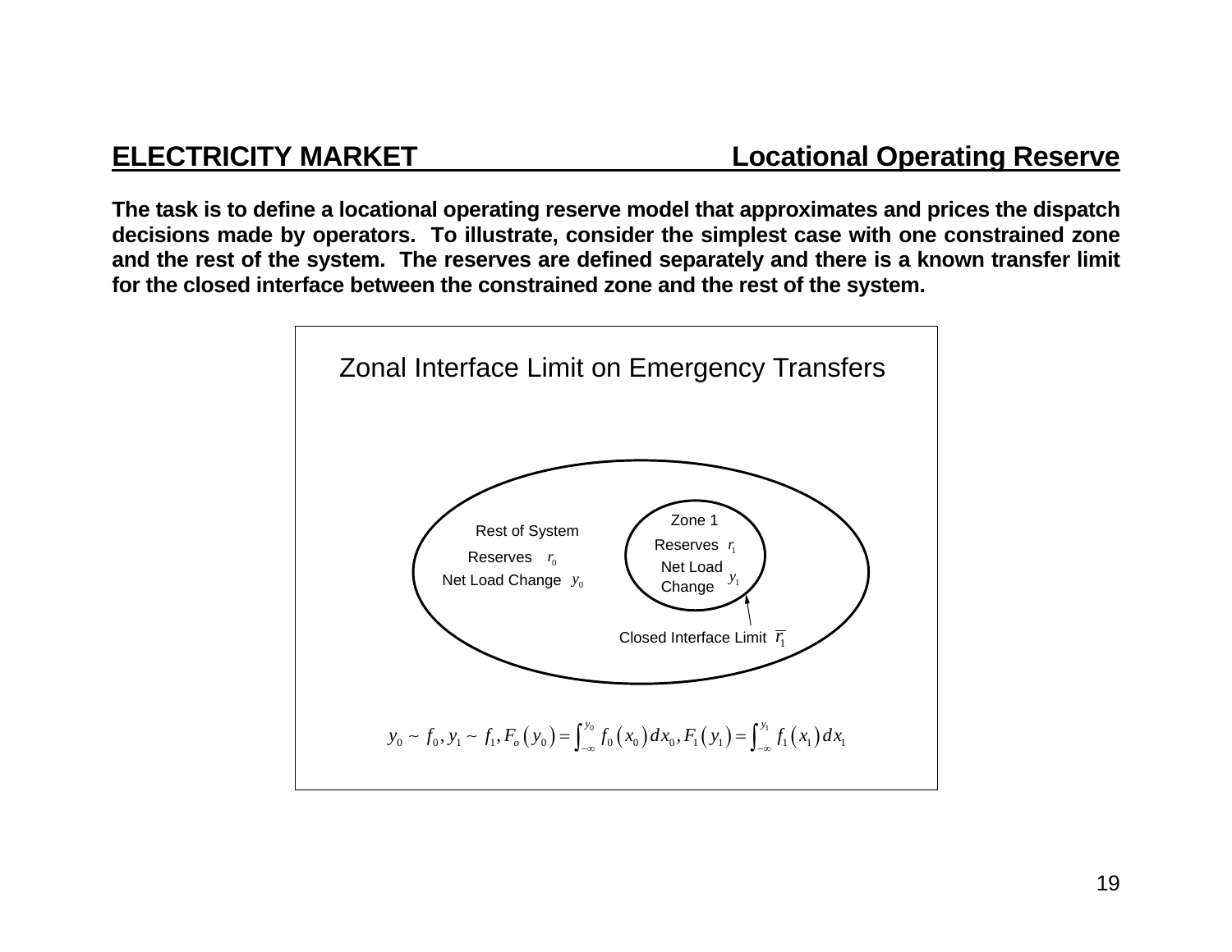## ELECTRICITY MARKET — Locational Operating Reserve

**The task is to define a locational operating reserve model that approximates and prices the dispatch decisions made by operators. To illustrate, consider the simplest case with one constrained zone and the rest of the system. The reserves are defined separately and there is a known transfer limit for the closed interface between the constrained zone and the rest of the system.**

Zonal Interface Limit on Emergency Transfers

Rest of System
Reserves $r_0$
Net Load Change $y_0$

Zone 1
Reserves $r_1$
Net Load Change $y_1$

Closed Interface Limit $\overline{r_1}$

$$y_0 \sim f_0, y_1 \sim f_1, F_o\left(y_0\right) = \int_{-\infty}^{y_0} f_0\left(x_0\right) dx_0, F_1\left(y_1\right) = \int_{-\infty}^{y_1} f_1\left(x_1\right) dx_1$$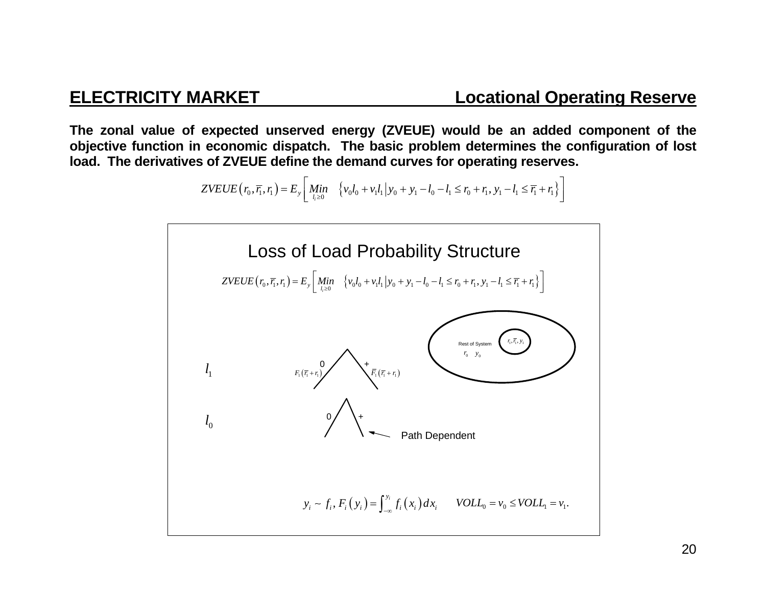## ELECTRICITY MARKET — Locational Operating Reserve

**The zonal value of expected unserved energy (ZVEUE) would be an added component of the objective function in economic dispatch. The basic problem determines the configuration of lost load. The derivatives of ZVEUE define the demand curves for operating reserves.**

$$ZVEUE\left(r_0, \overline{r}_1, r_1\right) = E_y \left[ \underset{l_i \geq 0}{Min} \quad \left\{ v_0 l_0 + v_1 l_1 \middle| y_0 + y_1 - l_0 - l_1 \leq r_0 + r_1, y_1 - l_1 \leq \overline{r}_1 + r_1 \right\} \right]$$

### Loss of Load Probability Structure

$$ZVEUE\left(r_0, \overline{r}_1, r_1\right) = E_y \left[ \underset{l_i \geq 0}{Min} \quad \left\{ v_0 l_0 + v_1 l_1 \middle| y_0 + y_1 - l_0 - l_1 \leq r_0 + r_1, y_1 - l_1 \leq \overline{r}_1 + r_1 \right\} \right]$$

Rest of System $r_0 \quad y_0$

$r_1, \overline{r}_1, y_1$

$l_1$: 0 $F_1\left(\overline{r}_1 + r_1\right)$; + $\overline{F}_1\left(\overline{r}_1 + r_1\right)$

$l_0$: 0; +

Path Dependent

$$y_i \sim f_i, F_i\left(y_i\right) = \int_{-\infty}^{y_i} f_i\left(x_i\right) dx_i \qquad VOLL_0 = v_0 \leq VOLL_1 = v_1.$$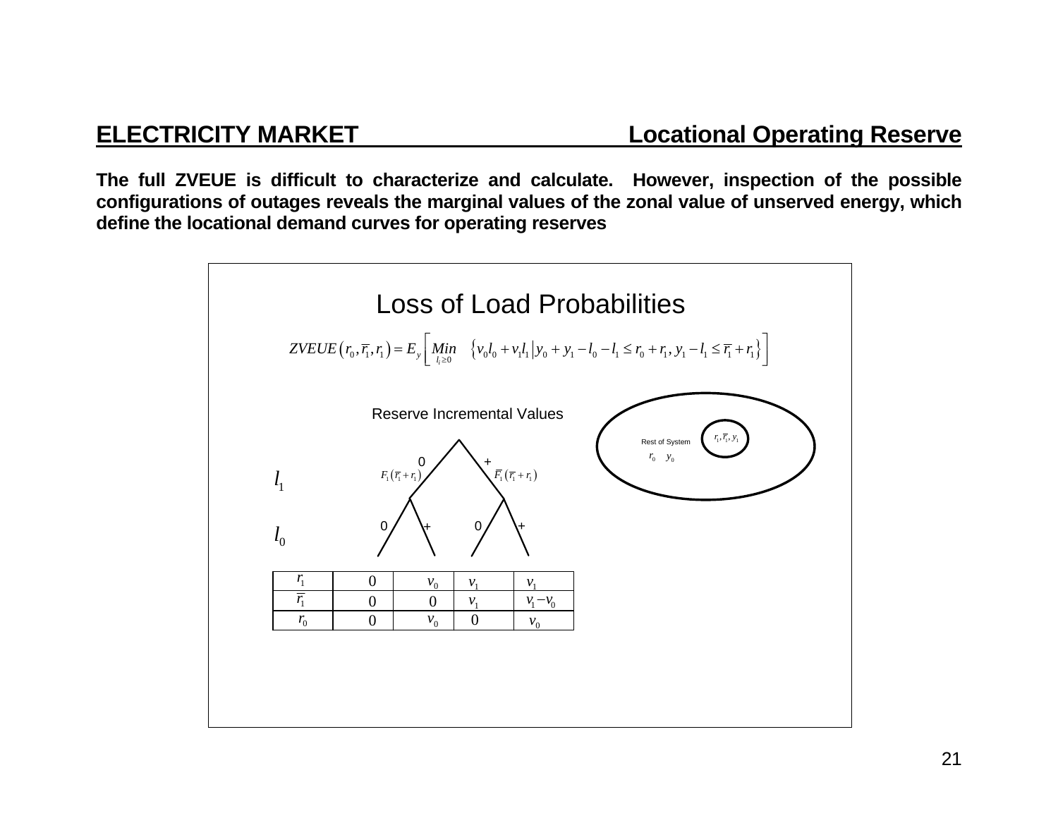## ELECTRICITY MARKET — Locational Operating Reserve

**The full ZVEUE is difficult to characterize and calculate. However, inspection of the possible configurations of outages reveals the marginal values of the zonal value of unserved energy, which define the locational demand curves for operating reserves**

### Loss of Load Probabilities

$$ZVEUE\left(r_0, \overline{r}_1, r_1\right) = E_y\left[\underset{l_i \geq 0}{Min} \quad \left\{v_0 l_0 + v_1 l_1 \middle| y_0 + y_1 - l_0 - l_1 \leq r_0 + r_1, y_1 - l_1 \leq \overline{r}_1 + r_1\right\}\right]$$

Reserve Incremental Values

$l_1$: 0 with probability $F_1\left(\overline{r}_1 + r_1\right)$; + with probability $\overline{F}_1\left(\overline{r}_1 + r_1\right)$

$l_0$: 0, +, 0, +

Rest of System: $r_0$ $y_0$; Zone: $r_1, \overline{r}_1, y_1$

| | | | | |
|---|---|---|---|---|
| $r_1$ | $0$ | $v_0$ | $v_1$ | $v_1$ |
| $\overline{r}_1$ | $0$ | $0$ | $v_1$ | $v_1 - v_0$ |
| $r_0$ | $0$ | $v_0$ | $0$ | $v_0$ |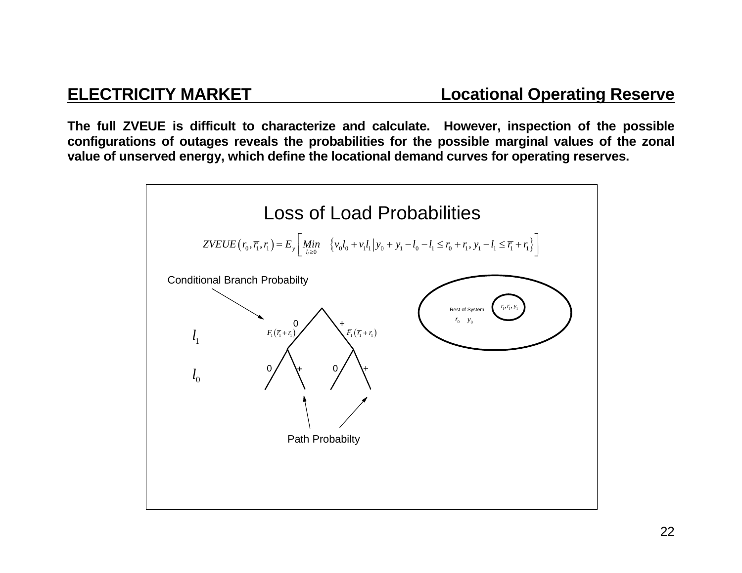## ELECTRICITY MARKET — Locational Operating Reserve

**The full ZVEUE is difficult to characterize and calculate. However, inspection of the possible configurations of outages reveals the probabilities for the possible marginal values of the zonal value of unserved energy, which define the locational demand curves for operating reserves.**

### Loss of Load Probabilities

$$ZVEUE\left(r_0, \overline{r}_1, r_1\right) = E_y\left[\underset{l_i \geq 0}{Min} \quad \left\{v_0 l_0 + v_1 l_1 \middle| y_0 + y_1 - l_0 - l_1 \leq r_0 + r_1, y_1 - l_1 \leq \overline{r}_1 + r_1\right\}\right]$$

Conditional Branch Probabilty

Rest of System: $r_0$ $y_0$

$r_1, \overline{r}_1, y_1$

$l_1$: 0 with $F_1\left(\overline{r}_1 + r_1\right)$; + with $\overline{F}_1\left(\overline{r}_1 + r_1\right)$

$l_0$: 0, +, 0, +

Path Probabilty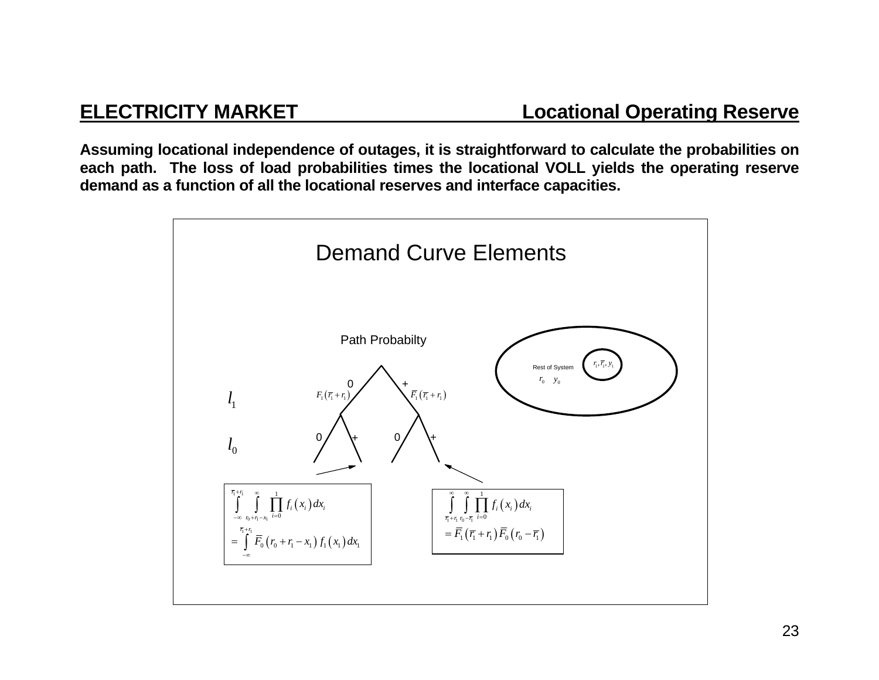## ELECTRICITY MARKET — Locational Operating Reserve

**Assuming locational independence of outages, it is straightforward to calculate the probabilities on each path. The loss of load probabilities times the locational VOLL yields the operating reserve demand as a function of all the locational reserves and interface capacities.**

### Demand Curve Elements

Path Probabilty

Rest of System: $r_0 \quad y_0$; inner zone: $r_1, \overline{r}_1, y_1$

$l_1$: branch 0 with probability $F_1\left(\overline{r}_1 + r_1\right)$; branch + with probability $\overline{F}_1\left(\overline{r}_1 + r_1\right)$

$l_0$: 0, +, 0, +

$$\int_{-\infty}^{\overline{r}_1 + r_1} \int_{r_0 + r_1 - x_1}^{\infty} \prod_{i=0}^{1} f_i\left(x_i\right) dx_i = \int_{-\infty}^{\overline{r}_1 + r_1} \overline{F}_0\left(r_0 + r_1 - x_1\right) f_1\left(x_1\right) dx_1$$

$$\int_{\overline{r}_1 + r_1}^{\infty} \int_{r_0 - \overline{r}_1}^{\infty} \prod_{i=0}^{1} f_i\left(x_i\right) dx_i = \overline{F}_1\left(\overline{r}_1 + r_1\right) \overline{F}_0\left(r_0 - \overline{r}_1\right)$$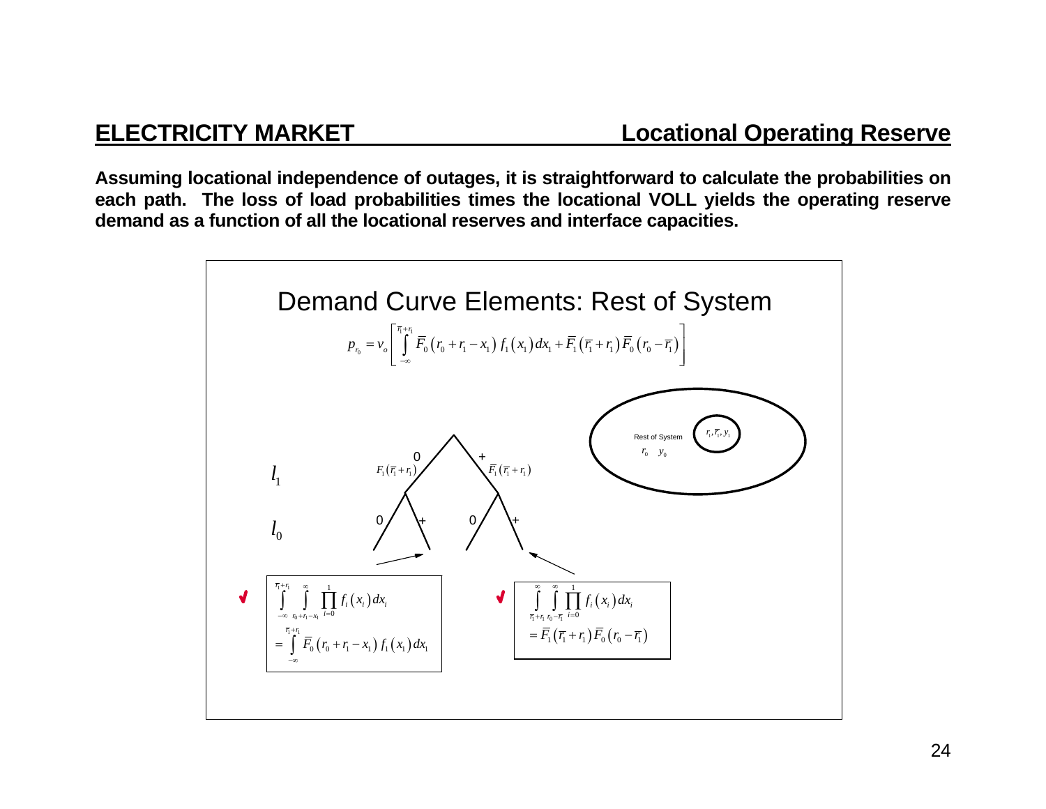## ELECTRICITY MARKET — Locational Operating Reserve

**Assuming locational independence of outages, it is straightforward to calculate the probabilities on each path. The loss of load probabilities times the locational VOLL yields the operating reserve demand as a function of all the locational reserves and interface capacities.**

### Demand Curve Elements: Rest of System

$$p_{r_0} = v_o \left[ \int_{-\infty}^{\overline{r}_1 + r_1} \overline{F}_0 \left( r_0 + r_1 - x_1 \right) f_1 \left( x_1 \right) dx_1 + \overline{F}_1 \left( \overline{r}_1 + r_1 \right) \overline{F}_0 \left( r_0 - \overline{r}_1 \right) \right]$$

Rest of System: $r_0 \quad y_0$; inner region: $r_1, \overline{r}_1, y_1$

$l_1$: branch 0 with $F_1\left(\overline{r}_1 + r_1\right)$; branch + with $\overline{F}_1\left(\overline{r}_1 + r_1\right)$

$l_0$: 0, +, 0, +

✓
$$\int_{-\infty}^{\overline{r}_1 + r_1} \int_{r_0 + r_1 - x_1}^{\infty} \prod_{i=0}^{1} f_i \left( x_i \right) dx_i = \int_{-\infty}^{\overline{r}_1 + r_1} \overline{F}_0 \left( r_0 + r_1 - x_1 \right) f_1 \left( x_1 \right) dx_1$$

✓
$$\int_{\overline{r}_1 + r_1}^{\infty} \int_{r_0 - \overline{r}_1}^{\infty} \prod_{i=0}^{1} f_i \left( x_i \right) dx_i = \overline{F}_1 \left( \overline{r}_1 + r_1 \right) \overline{F}_0 \left( r_0 - \overline{r}_1 \right)$$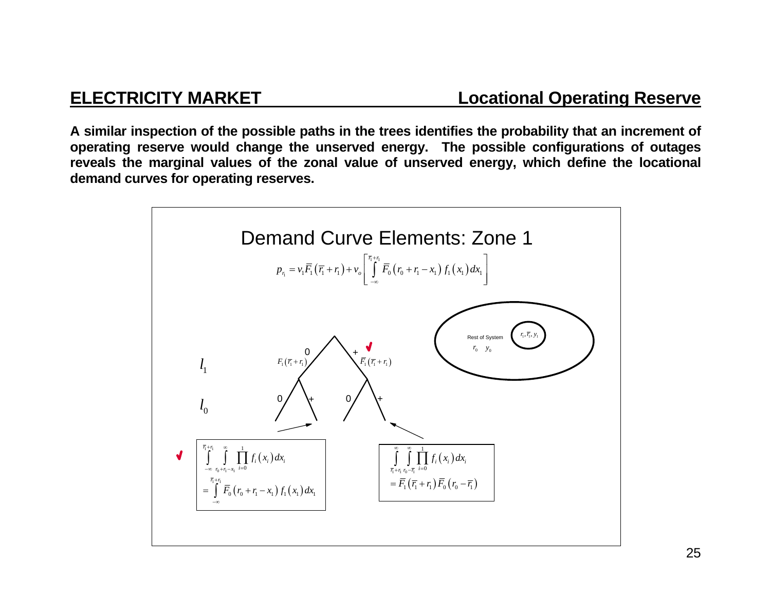## ELECTRICITY MARKET — Locational Operating Reserve

**A similar inspection of the possible paths in the trees identifies the probability that an increment of operating reserve would change the unserved energy. The possible configurations of outages reveals the marginal values of the zonal value of unserved energy, which define the locational demand curves for operating reserves.**

### Demand Curve Elements: Zone 1

$$p_{r_1} = v_1 \overline{F}_1\left(\overline{r_1} + r_1\right) + v_o \left[ \int_{-\infty}^{\overline{r_1}+r_1} \overline{F}_0\left(r_0 + r_1 - x_1\right) f_1\left(x_1\right) dx_1 \right]$$

Rest of System: $r_0 \quad y_0$; zone: $r_1, \overline{r_1}, y_1$

$l_1$: 0 branch $F_1\left(\overline{r_1}+r_1\right)$; + branch $\overline{F}_1\left(\overline{r_1}+r_1\right)$ ✓

$l_0$: 0, +, 0, +

✓
$$\int_{-\infty}^{\overline{r_1}+r_1} \int_{r_0+r_1-x_1}^{\infty} \prod_{i=0}^{1} f_i\left(x_i\right) dx_i = \int_{-\infty}^{\overline{r_1}+r_1} \overline{F}_0\left(r_0 + r_1 - x_1\right) f_1\left(x_1\right) dx_1$$

$$\int_{\overline{r_1}+r_1}^{\infty} \int_{r_0-\overline{r_1}}^{\infty} \prod_{i=0}^{1} f_i\left(x_i\right) dx_i = \overline{F}_1\left(\overline{r_1}+r_1\right) \overline{F}_0\left(r_0 - \overline{r_1}\right)$$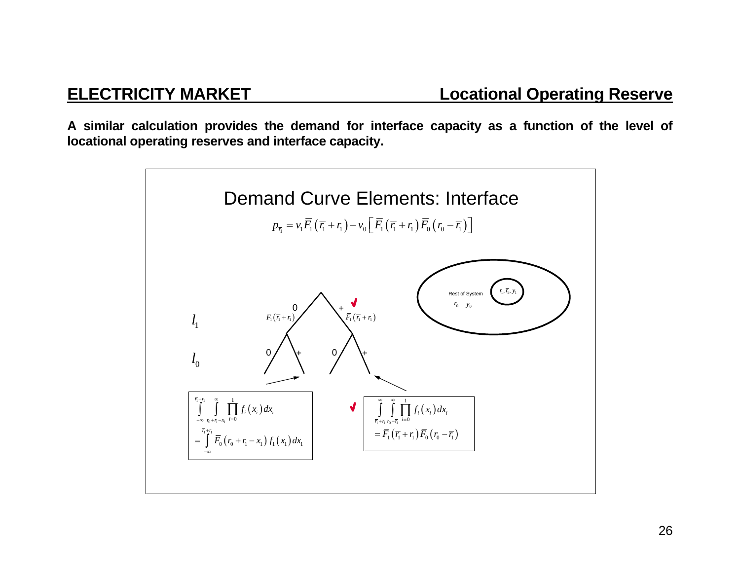## ELECTRICITY MARKET — Locational Operating Reserve

**A similar calculation provides the demand for interface capacity as a function of the level of locational operating reserves and interface capacity.**

### Demand Curve Elements: Interface

$$p_{\overline{r}_1} = v_1 \overline{F}_1\left(\overline{r}_1 + r_1\right) - v_0\left[\overline{F}_1\left(\overline{r}_1 + r_1\right)\overline{F}_0\left(r_0 - \overline{r}_1\right)\right]$$

Rest of System: $r_0 \quad y_0$; local zone: $r_1, \overline{r}_1, y_1$

$l_1$: 0 branch $F_1\left(\overline{r}_1 + r_1\right)$; + branch $\overline{F}_1\left(\overline{r}_1 + r_1\right)$ ✓

$l_0$: 0, +, 0, +

$$\int_{-\infty}^{\overline{r}_1 + r_1} \int_{r_0 + r_1 - x_1}^{\infty} \prod_{i=0}^{1} f_i\left(x_i\right) dx_i = \int_{-\infty}^{\overline{r}_1 + r_1} \overline{F}_0\left(r_0 + r_1 - x_1\right) f_1\left(x_1\right) dx_1$$

✓
$$\int_{\overline{r}_1 + r_1}^{\infty} \int_{r_0 - \overline{r}_1}^{\infty} \prod_{i=0}^{1} f_i\left(x_i\right) dx_i = \overline{F}_1\left(\overline{r}_1 + r_1\right)\overline{F}_0\left(r_0 - \overline{r}_1\right)$$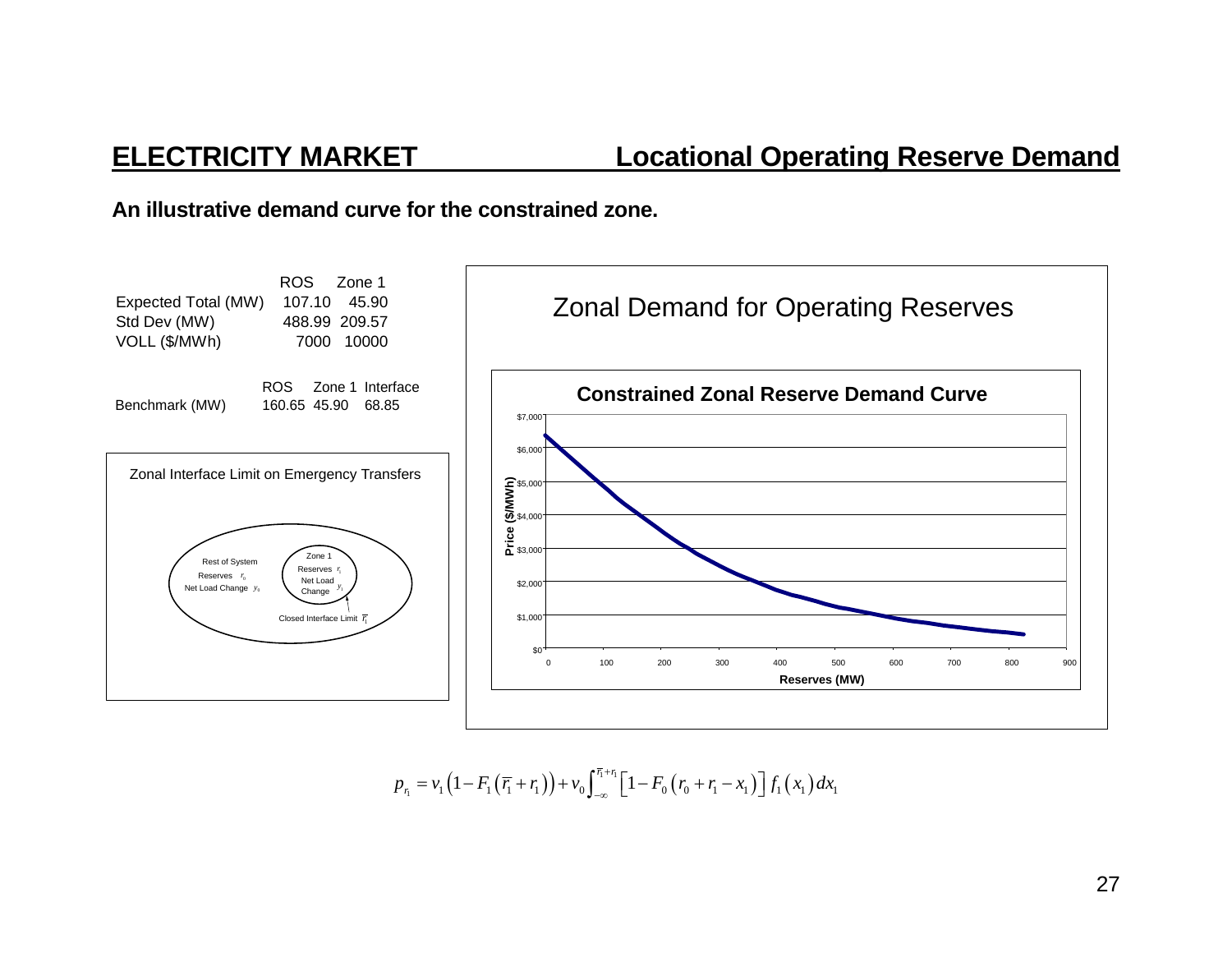## ELECTRICITY MARKET — Locational Operating Reserve Demand

**An illustrative demand curve for the constrained zone.**

| | ROS | Zone 1 |
|---|---|---|
| Expected Total (MW) | 107.10 | 45.90 |
| Std Dev (MW) | 488.99 | 209.57 |
| VOLL ($/MWh) | 7000 | 10000 |

| | ROS | Zone 1 | Interface |
|---|---|---|---|
| Benchmark (MW) | 160.65 | 45.90 | 68.85 |

Zonal Interface Limit on Emergency Transfers

Rest of System: Reserves $r_0$, Net Load Change $y_0$

Zone 1: Reserves $r_1$, Net Load Change $y_1$

Closed Interface Limit $\overline{r_1}$

Zonal Demand for Operating Reserves

**Constrained Zonal Reserve Demand Curve**

Price ($/MWh) vs. Reserves (MW)

$$p_{r_1} = v_1\left(1 - F_1\left(\overline{r_1} + r_1\right)\right) + v_0 \int_{-\infty}^{\overline{r_1}+r_1} \left[1 - F_0\left(r_0 + r_1 - x_1\right)\right] f_1\left(x_1\right) dx_1$$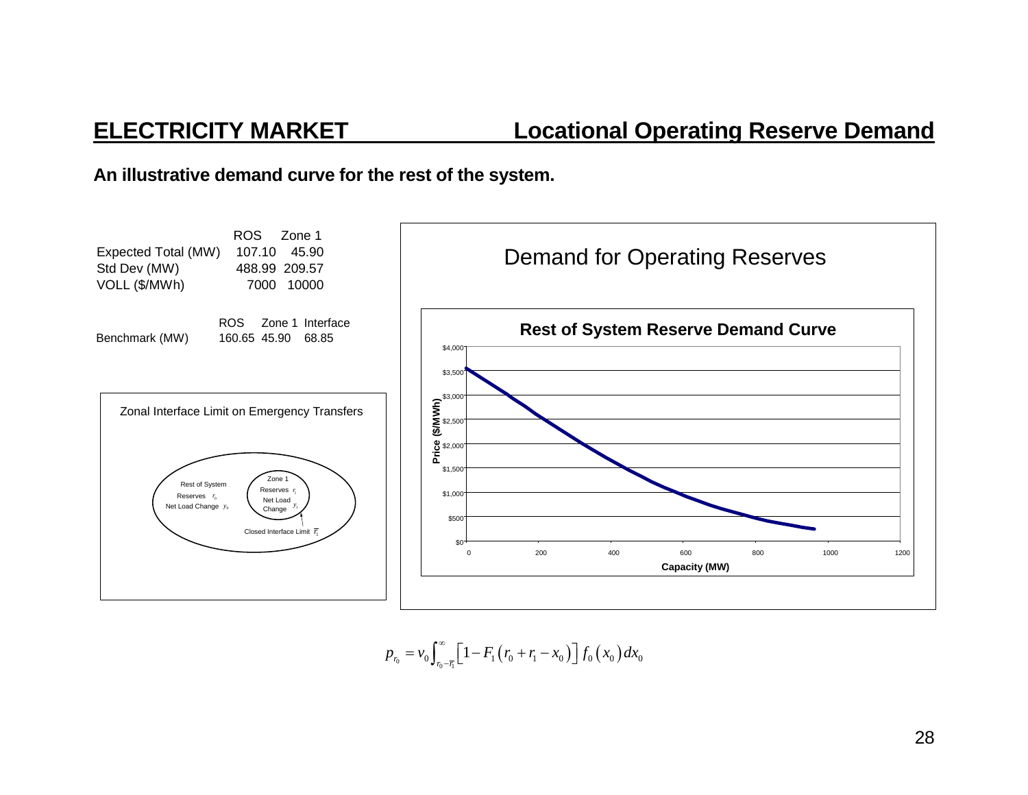## ELECTRICITY MARKET — Locational Operating Reserve Demand

**An illustrative demand curve for the rest of the system.**

| | ROS | Zone 1 |
|---|---|---|
| Expected Total (MW) | 107.10 | 45.90 |
| Std Dev (MW) | 488.99 | 209.57 |
| VOLL ($/MWh) | 7000 | 10000 |

| | ROS | Zone 1 | Interface |
|---|---|---|---|
| Benchmark (MW) | 160.65 | 45.90 | 68.85 |

Zonal Interface Limit on Emergency Transfers

Rest of System: Reserves $r_0$, Net Load Change $y_0$

Zone 1: Reserves $r_1$, Net Load Change $y_1$

Closed Interface Limit $\overline{r}_1$

Demand for Operating Reserves

Rest of System Reserve Demand Curve

Price ($/MWh) vs. Capacity (MW)

$$p_{r_0} = v_0 \int_{r_0 - \overline{r}_1}^{\infty} \left[ 1 - F_1 \left( r_0 + r_1 - x_0 \right) \right] f_0 \left( x_0 \right) dx_0$$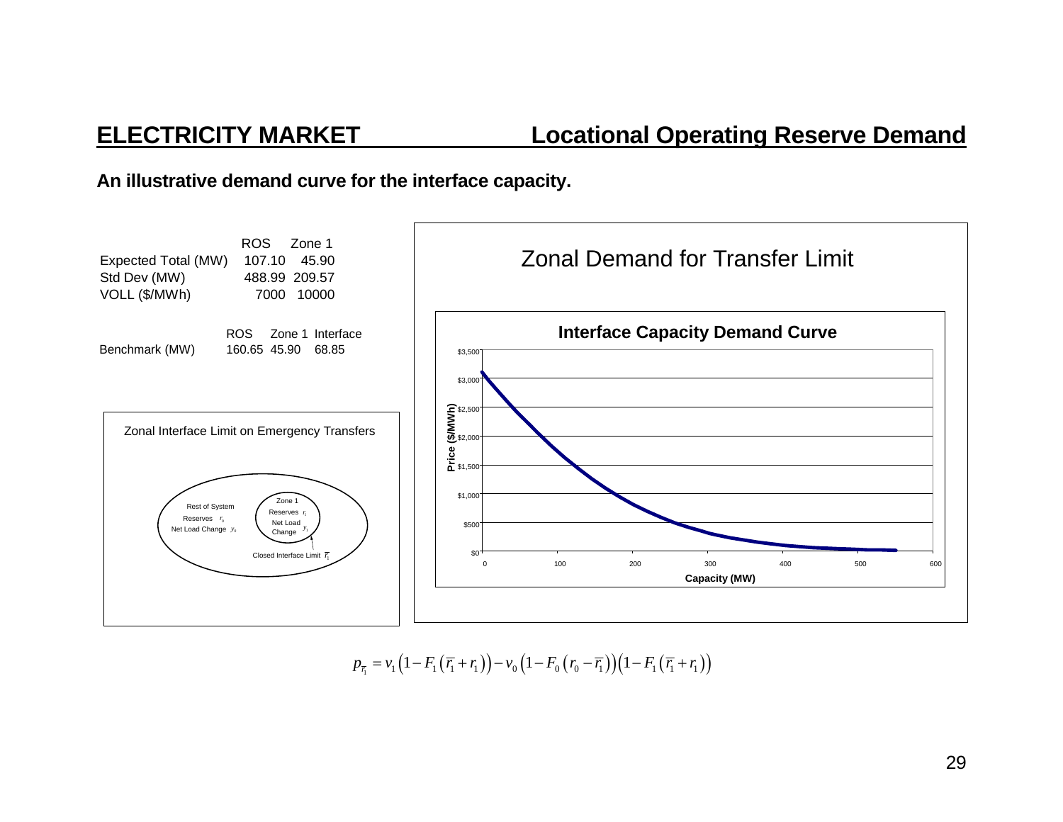## ELECTRICITY MARKET — Locational Operating Reserve Demand

**An illustrative demand curve for the interface capacity.**

| | ROS | Zone 1 |
|---|---|---|
| Expected Total (MW) | 107.10 | 45.90 |
| Std Dev (MW) | 488.99 | 209.57 |
| VOLL ($/MWh) | 7000 | 10000 |

| | ROS | Zone 1 | Interface |
|---|---|---|---|
| Benchmark (MW) | 160.65 | 45.90 | 68.85 |

Zonal Interface Limit on Emergency Transfers

Rest of System: Reserves $r_0$, Net Load Change $y_0$

Zone 1: Reserves $r_1$, Net Load Change $y_1$

Closed Interface Limit $\overline{r_1}$

Zonal Demand for Transfer Limit

Interface Capacity Demand Curve

$$p_{\overline{r_1}} = v_1\left(1 - F_1\left(\overline{r_1} + r_1\right)\right) - v_0\left(1 - F_0\left(r_0 - \overline{r_1}\right)\right)\left(1 - F_1\left(\overline{r_1} + r_1\right)\right)$$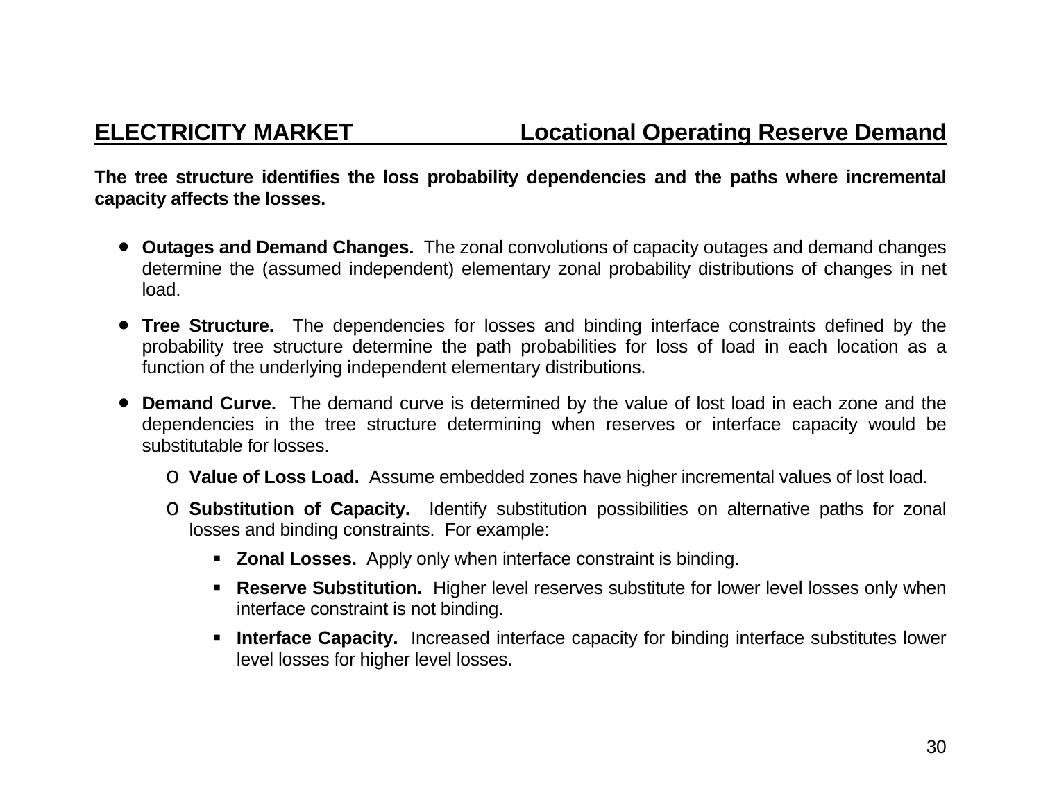## ELECTRICITY MARKET — Locational Operating Reserve Demand

**The tree structure identifies the loss probability dependencies and the paths where incremental capacity affects the losses.**

- **Outages and Demand Changes.** The zonal convolutions of capacity outages and demand changes determine the (assumed independent) elementary zonal probability distributions of changes in net load.
- **Tree Structure.** The dependencies for losses and binding interface constraints defined by the probability tree structure determine the path probabilities for loss of load in each location as a function of the underlying independent elementary distributions.
- **Demand Curve.** The demand curve is determined by the value of lost load in each zone and the dependencies in the tree structure determining when reserves or interface capacity would be substitutable for losses.
  - **Value of Loss Load.** Assume embedded zones have higher incremental values of lost load.
  - **Substitution of Capacity.** Identify substitution possibilities on alternative paths for zonal losses and binding constraints. For example:
    - **Zonal Losses.** Apply only when interface constraint is binding.
    - **Reserve Substitution.** Higher level reserves substitute for lower level losses only when interface constraint is not binding.
    - **Interface Capacity.** Increased interface capacity for binding interface substitutes lower level losses for higher level losses.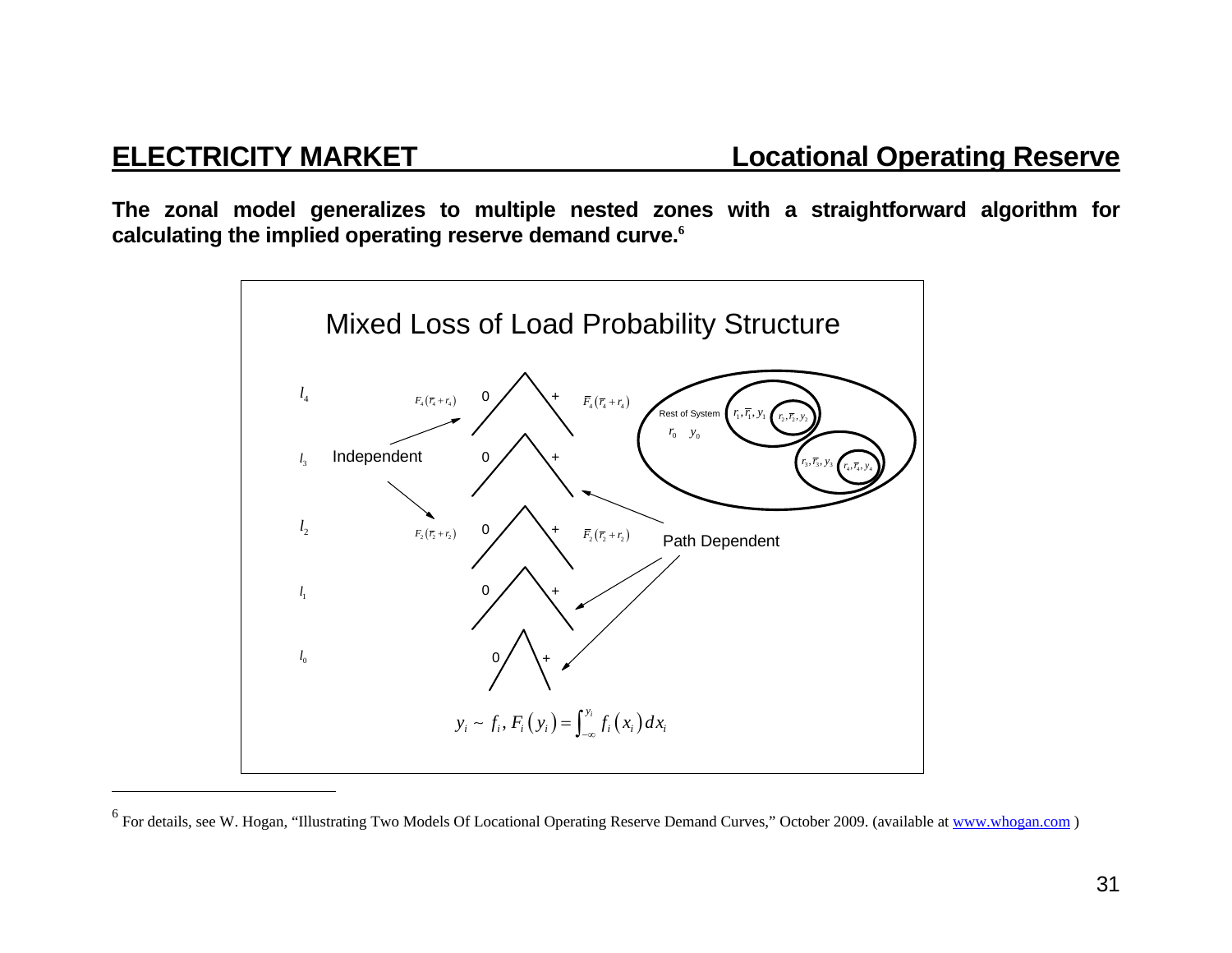## ELECTRICITY MARKET — Locational Operating Reserve

**The zonal model generalizes to multiple nested zones with a straightforward algorithm for calculating the implied operating reserve demand curve.[6]**

Mixed Loss of Load Probability Structure

$l_4$ $F_4(\overline{r}_4 + r_4)$ 0 + $\overline{F}_4(\overline{r}_4 + r_4)$

$l_3$ Independent 0 +

$l_2$ $F_2(\overline{r}_2 + r_2)$ 0 + $\overline{F}_2(\overline{r}_2 + r_2)$ Path Dependent

$l_1$ 0 +

$l_0$ 0 +

Rest of System $r_0$ $y_0$; $r_1, \overline{r}_1, y_1$; $r_2, \overline{r}_2, y_2$; $r_3, \overline{r}_3, y_3$; $r_4, \overline{r}_4, y_4$

$$y_i \sim f_i,\ F_i(y_i) = \int_{-\infty}^{y_i} f_i(x_i)\,dx_i$$

---

[6] For details, see W. Hogan, "Illustrating Two Models Of Locational Operating Reserve Demand Curves," October 2009. (available at www.whogan.com )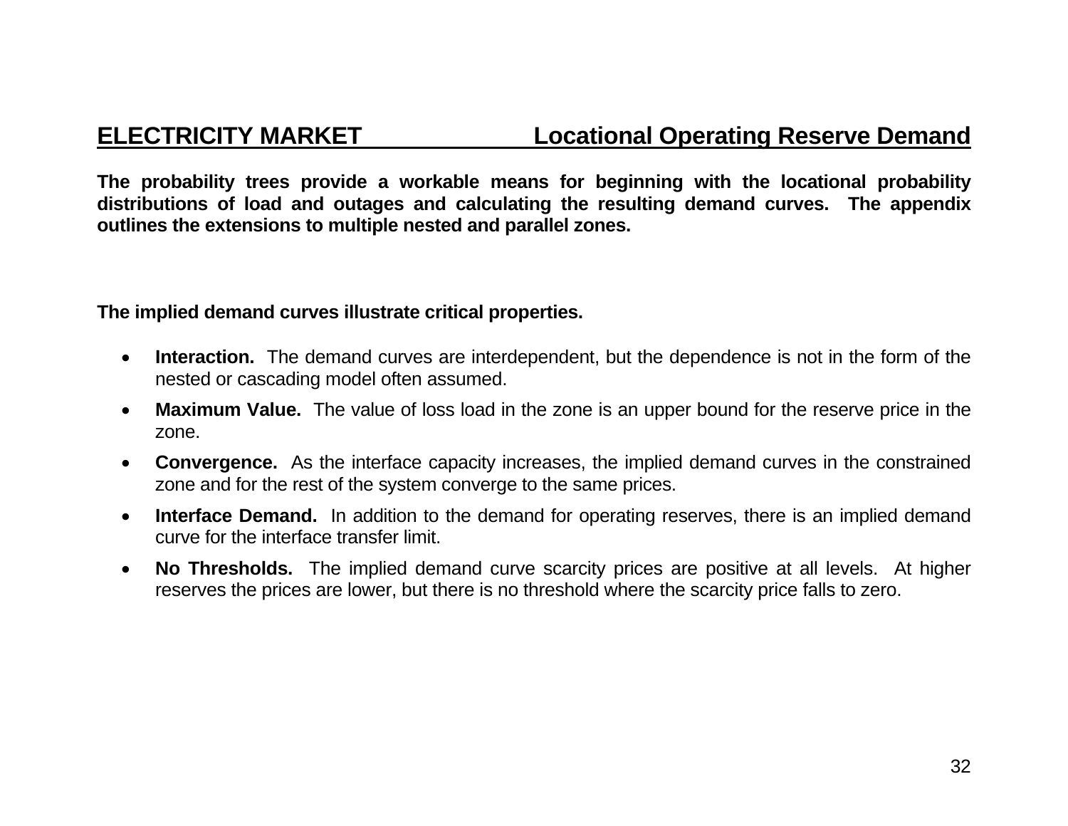## ELECTRICITY MARKET — Locational Operating Reserve Demand

**The probability trees provide a workable means for beginning with the locational probability distributions of load and outages and calculating the resulting demand curves. The appendix outlines the extensions to multiple nested and parallel zones.**

**The implied demand curves illustrate critical properties.**

- **Interaction.** The demand curves are interdependent, but the dependence is not in the form of the nested or cascading model often assumed.
- **Maximum Value.** The value of loss load in the zone is an upper bound for the reserve price in the zone.
- **Convergence.** As the interface capacity increases, the implied demand curves in the constrained zone and for the rest of the system converge to the same prices.
- **Interface Demand.** In addition to the demand for operating reserves, there is an implied demand curve for the interface transfer limit.
- **No Thresholds.** The implied demand curve scarcity prices are positive at all levels. At higher reserves the prices are lower, but there is no threshold where the scarcity price falls to zero.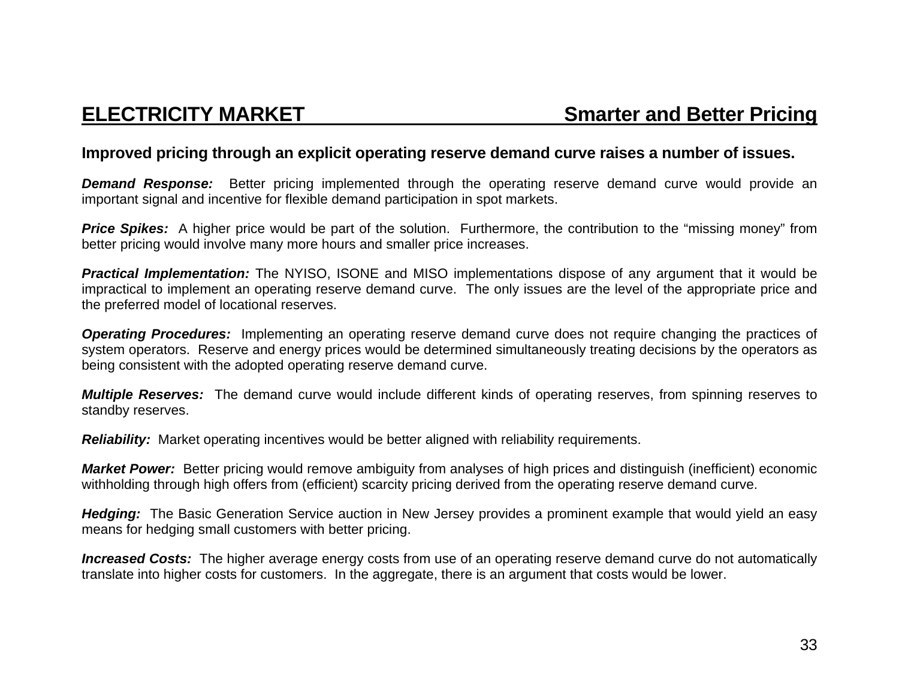## ELECTRICITY MARKET — Smarter and Better Pricing

**Improved pricing through an explicit operating reserve demand curve raises a number of issues.**

***Demand Response:*** Better pricing implemented through the operating reserve demand curve would provide an important signal and incentive for flexible demand participation in spot markets.

***Price Spikes:*** A higher price would be part of the solution. Furthermore, the contribution to the "missing money" from better pricing would involve many more hours and smaller price increases.

***Practical Implementation:*** The NYISO, ISONE and MISO implementations dispose of any argument that it would be impractical to implement an operating reserve demand curve. The only issues are the level of the appropriate price and the preferred model of locational reserves.

***Operating Procedures:*** Implementing an operating reserve demand curve does not require changing the practices of system operators. Reserve and energy prices would be determined simultaneously treating decisions by the operators as being consistent with the adopted operating reserve demand curve.

***Multiple Reserves:*** The demand curve would include different kinds of operating reserves, from spinning reserves to standby reserves.

***Reliability:*** Market operating incentives would be better aligned with reliability requirements.

***Market Power:*** Better pricing would remove ambiguity from analyses of high prices and distinguish (inefficient) economic withholding through high offers from (efficient) scarcity pricing derived from the operating reserve demand curve.

***Hedging:*** The Basic Generation Service auction in New Jersey provides a prominent example that would yield an easy means for hedging small customers with better pricing.

***Increased Costs:*** The higher average energy costs from use of an operating reserve demand curve do not automatically translate into higher costs for customers. In the aggregate, there is an argument that costs would be lower.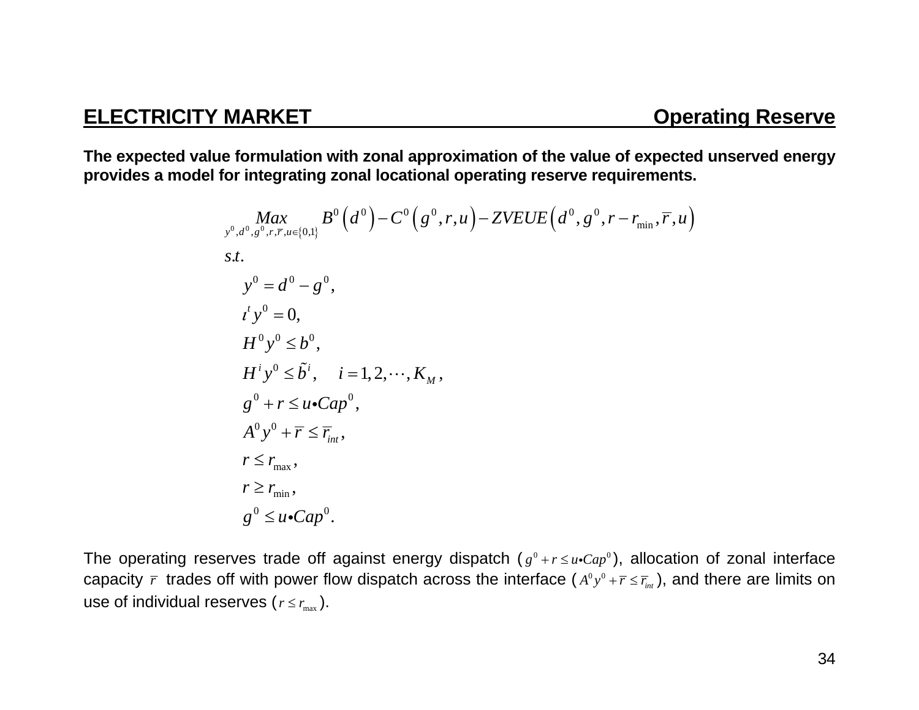## ELECTRICITY MARKET — Operating Reserve

**The expected value formulation with zonal approximation of the value of expected unserved energy provides a model for integrating zonal locational operating reserve requirements.**

$$
\begin{aligned}
&\underset{y^0, d^0, g^0, r, \bar{r}, u \in \{0,1\}}{Max} \quad B^0\left(d^0\right) - C^0\left(g^0, r, u\right) - ZVEUE\left(d^0, g^0, r - r_{\min}, \bar{r}, u\right) \\
&s.t. \\
&\quad y^0 = d^0 - g^0, \\
&\quad \iota^t y^0 = 0, \\
&\quad H^0 y^0 \leq b^0, \\
&\quad H^i y^0 \leq \tilde{b}^i, \quad i = 1, 2, \cdots, K_M, \\
&\quad g^0 + r \leq u \bullet Cap^0, \\
&\quad A^0 y^0 + \bar{r} \leq \bar{r}_{int}, \\
&\quad r \leq r_{\max}, \\
&\quad r \geq r_{\min}, \\
&\quad g^0 \leq u \bullet Cap^0.
\end{aligned}
$$

The operating reserves trade off against energy dispatch ($g^0 + r \leq u \bullet Cap^0$), allocation of zonal interface capacity $\bar{r}$ trades off with power flow dispatch across the interface ($A^0 y^0 + \bar{r} \leq \bar{r}_{int}$), and there are limits on use of individual reserves ($r \leq r_{\max}$).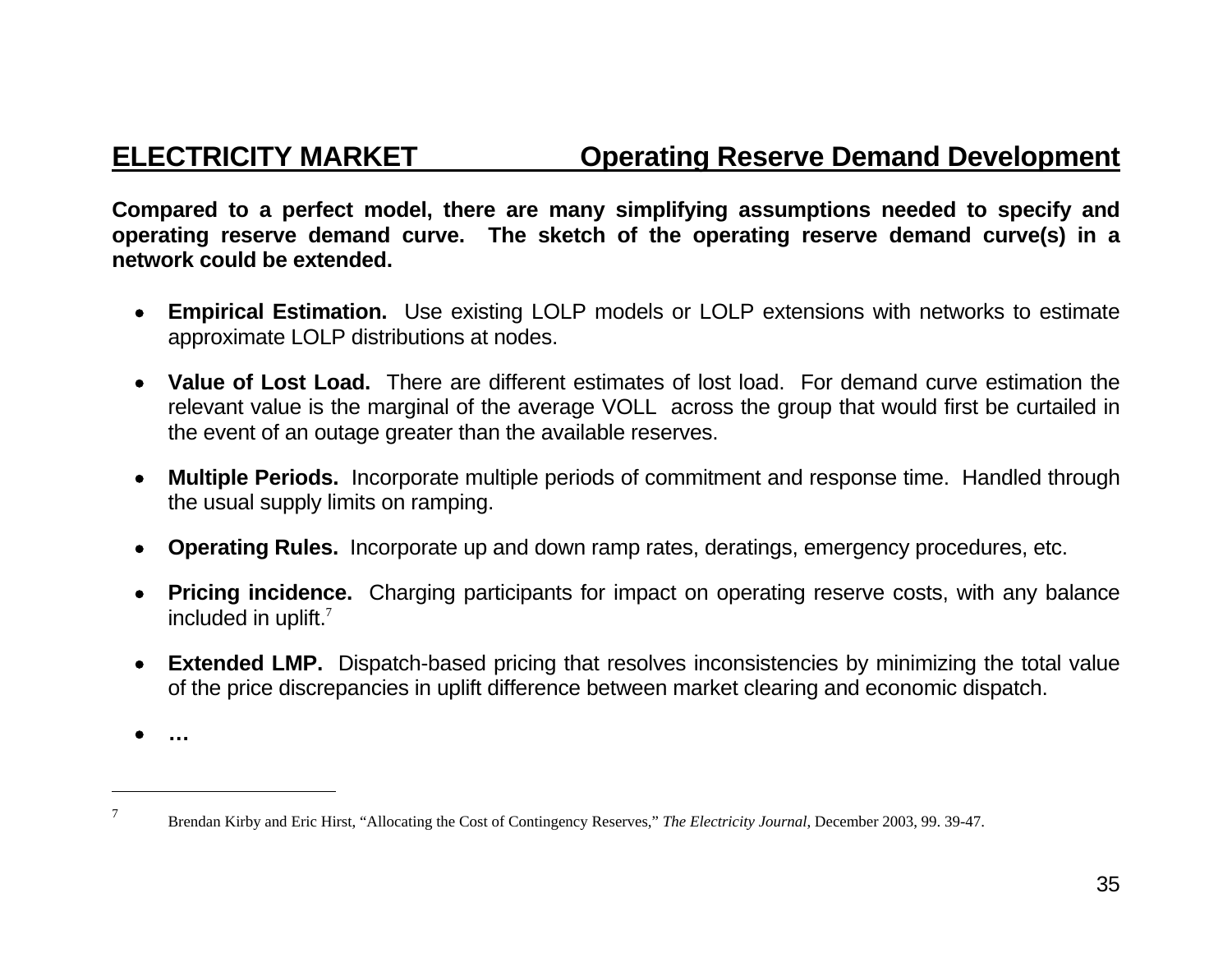## ELECTRICITY MARKET Operating Reserve Demand Development

**Compared to a perfect model, there are many simplifying assumptions needed to specify and operating reserve demand curve. The sketch of the operating reserve demand curve(s) in a network could be extended.**

- **Empirical Estimation.** Use existing LOLP models or LOLP extensions with networks to estimate approximate LOLP distributions at nodes.

- **Value of Lost Load.** There are different estimates of lost load. For demand curve estimation the relevant value is the marginal of the average VOLL across the group that would first be curtailed in the event of an outage greater than the available reserves.

- **Multiple Periods.** Incorporate multiple periods of commitment and response time. Handled through the usual supply limits on ramping.

- **Operating Rules.** Incorporate up and down ramp rates, deratings, emergency procedures, etc.

- **Pricing incidence.** Charging participants for impact on operating reserve costs, with any balance included in uplift.[7]

- **Extended LMP.** Dispatch-based pricing that resolves inconsistencies by minimizing the total value of the price discrepancies in uplift difference between market clearing and economic dispatch.

- **…**

---

[7] Brendan Kirby and Eric Hirst, "Allocating the Cost of Contingency Reserves," *The Electricity Journal*, December 2003, 99. 39-47.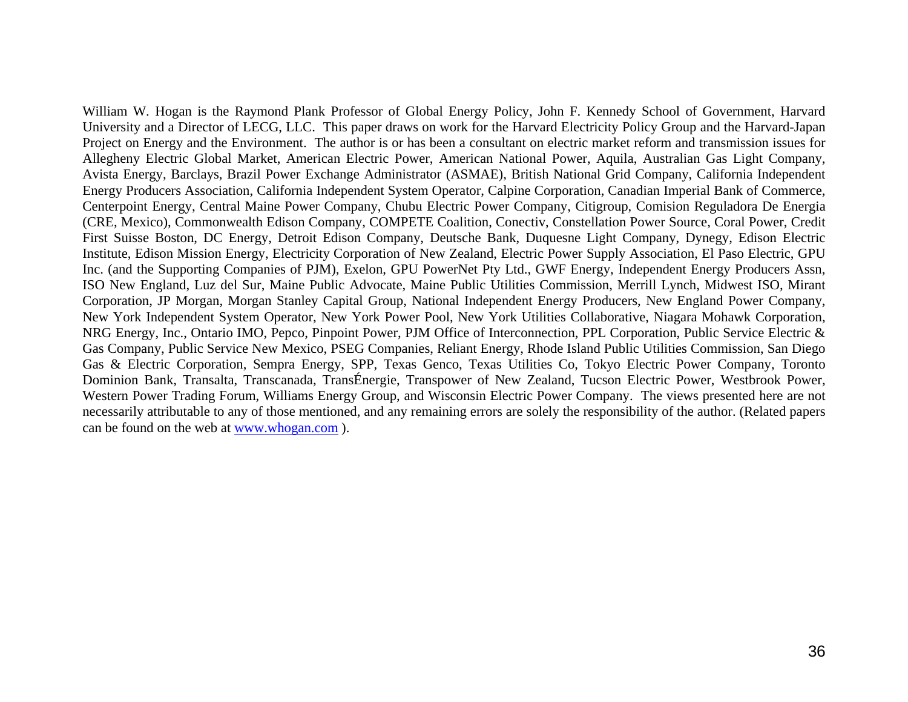William W. Hogan is the Raymond Plank Professor of Global Energy Policy, John F. Kennedy School of Government, Harvard University and a Director of LECG, LLC. This paper draws on work for the Harvard Electricity Policy Group and the Harvard-Japan Project on Energy and the Environment. The author is or has been a consultant on electric market reform and transmission issues for Allegheny Electric Global Market, American Electric Power, American National Power, Aquila, Australian Gas Light Company, Avista Energy, Barclays, Brazil Power Exchange Administrator (ASMAE), British National Grid Company, California Independent Energy Producers Association, California Independent System Operator, Calpine Corporation, Canadian Imperial Bank of Commerce, Centerpoint Energy, Central Maine Power Company, Chubu Electric Power Company, Citigroup, Comision Reguladora De Energia (CRE, Mexico), Commonwealth Edison Company, COMPETE Coalition, Conectiv, Constellation Power Source, Coral Power, Credit First Suisse Boston, DC Energy, Detroit Edison Company, Deutsche Bank, Duquesne Light Company, Dynegy, Edison Electric Institute, Edison Mission Energy, Electricity Corporation of New Zealand, Electric Power Supply Association, El Paso Electric, GPU Inc. (and the Supporting Companies of PJM), Exelon, GPU PowerNet Pty Ltd., GWF Energy, Independent Energy Producers Assn, ISO New England, Luz del Sur, Maine Public Advocate, Maine Public Utilities Commission, Merrill Lynch, Midwest ISO, Mirant Corporation, JP Morgan, Morgan Stanley Capital Group, National Independent Energy Producers, New England Power Company, New York Independent System Operator, New York Power Pool, New York Utilities Collaborative, Niagara Mohawk Corporation, NRG Energy, Inc., Ontario IMO, Pepco, Pinpoint Power, PJM Office of Interconnection, PPL Corporation, Public Service Electric & Gas Company, Public Service New Mexico, PSEG Companies, Reliant Energy, Rhode Island Public Utilities Commission, San Diego Gas & Electric Corporation, Sempra Energy, SPP, Texas Genco, Texas Utilities Co, Tokyo Electric Power Company, Toronto Dominion Bank, Transalta, Transcanada, TransÉnergie, Transpower of New Zealand, Tucson Electric Power, Westbrook Power, Western Power Trading Forum, Williams Energy Group, and Wisconsin Electric Power Company. The views presented here are not necessarily attributable to any of those mentioned, and any remaining errors are solely the responsibility of the author. (Related papers can be found on the web at [www.whogan.com](http://www.whogan.com) ).